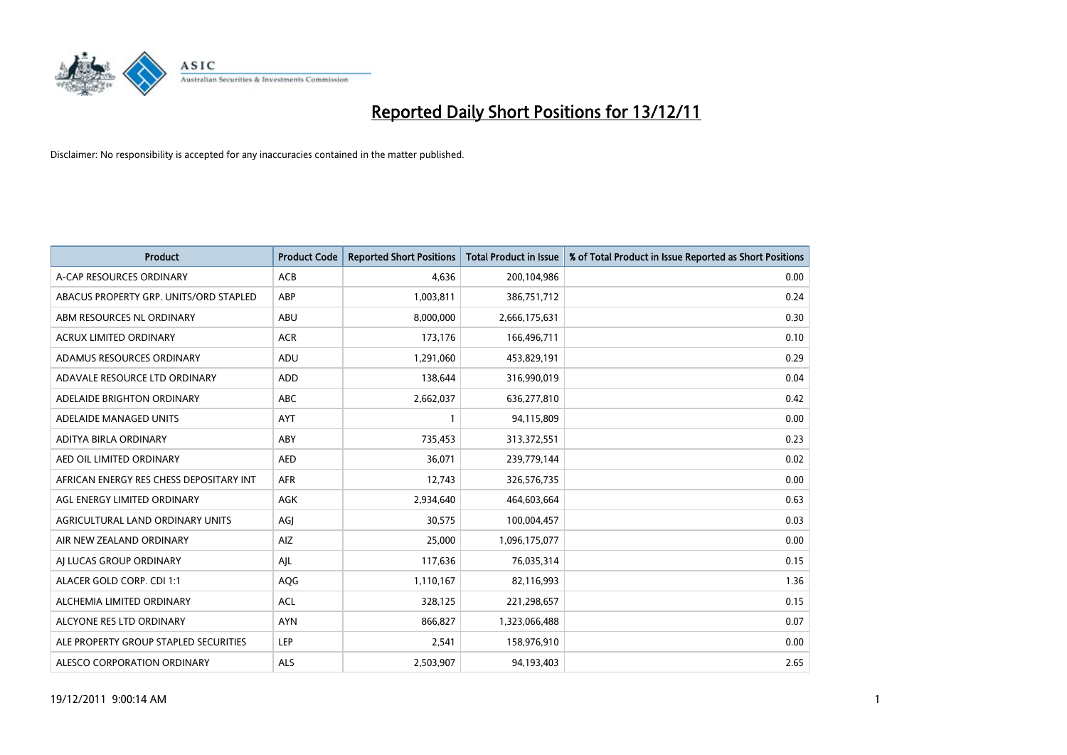# Reported Daily Short Positions for 13/12/11

Disclaimer: No responsibility is accepted for any inaccuracies contained in the matter published.

| Product | Product Code | Reported Short Positions | Total Product in Issue | % of Total Product in Issue Reported as Short Positions |
|---|---|---|---|---|
| A-CAP RESOURCES ORDINARY | ACB | 4,636 | 200,104,986 | 0.00 |
| ABACUS PROPERTY GRP. UNITS/ORD STAPLED | ABP | 1,003,811 | 386,751,712 | 0.24 |
| ABM RESOURCES NL ORDINARY | ABU | 8,000,000 | 2,666,175,631 | 0.30 |
| ACRUX LIMITED ORDINARY | ACR | 173,176 | 166,496,711 | 0.10 |
| ADAMUS RESOURCES ORDINARY | ADU | 1,291,060 | 453,829,191 | 0.29 |
| ADAVALE RESOURCE LTD ORDINARY | ADD | 138,644 | 316,990,019 | 0.04 |
| ADELAIDE BRIGHTON ORDINARY | ABC | 2,662,037 | 636,277,810 | 0.42 |
| ADELAIDE MANAGED UNITS | AYT | 1 | 94,115,809 | 0.00 |
| ADITYA BIRLA ORDINARY | ABY | 735,453 | 313,372,551 | 0.23 |
| AED OIL LIMITED ORDINARY | AED | 36,071 | 239,779,144 | 0.02 |
| AFRICAN ENERGY RES CHESS DEPOSITARY INT | AFR | 12,743 | 326,576,735 | 0.00 |
| AGL ENERGY LIMITED ORDINARY | AGK | 2,934,640 | 464,603,664 | 0.63 |
| AGRICULTURAL LAND ORDINARY UNITS | AGJ | 30,575 | 100,004,457 | 0.03 |
| AIR NEW ZEALAND ORDINARY | AIZ | 25,000 | 1,096,175,077 | 0.00 |
| AJ LUCAS GROUP ORDINARY | AJL | 117,636 | 76,035,314 | 0.15 |
| ALACER GOLD CORP. CDI 1:1 | AQG | 1,110,167 | 82,116,993 | 1.36 |
| ALCHEMIA LIMITED ORDINARY | ACL | 328,125 | 221,298,657 | 0.15 |
| ALCYONE RES LTD ORDINARY | AYN | 866,827 | 1,323,066,488 | 0.07 |
| ALE PROPERTY GROUP STAPLED SECURITIES | LEP | 2,541 | 158,976,910 | 0.00 |
| ALESCO CORPORATION ORDINARY | ALS | 2,503,907 | 94,193,403 | 2.65 |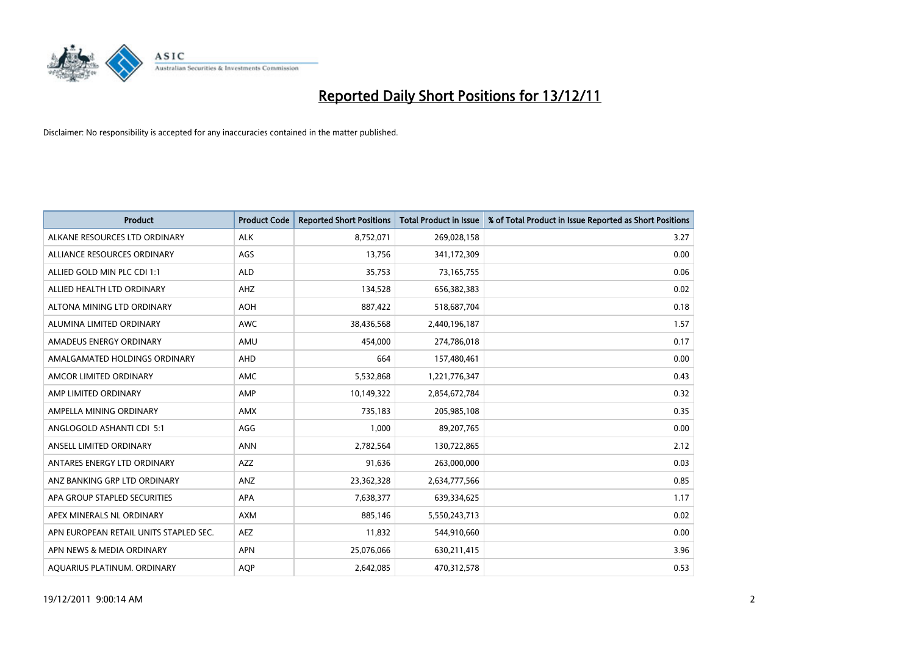# Reported Daily Short Positions for 13/12/11

Disclaimer: No responsibility is accepted for any inaccuracies contained in the matter published.

| Product | Product Code | Reported Short Positions | Total Product in Issue | % of Total Product in Issue Reported as Short Positions |
|---|---|---|---|---|
| ALKANE RESOURCES LTD ORDINARY | ALK | 8,752,071 | 269,028,158 | 3.27 |
| ALLIANCE RESOURCES ORDINARY | AGS | 13,756 | 341,172,309 | 0.00 |
| ALLIED GOLD MIN PLC CDI 1:1 | ALD | 35,753 | 73,165,755 | 0.06 |
| ALLIED HEALTH LTD ORDINARY | AHZ | 134,528 | 656,382,383 | 0.02 |
| ALTONA MINING LTD ORDINARY | AOH | 887,422 | 518,687,704 | 0.18 |
| ALUMINA LIMITED ORDINARY | AWC | 38,436,568 | 2,440,196,187 | 1.57 |
| AMADEUS ENERGY ORDINARY | AMU | 454,000 | 274,786,018 | 0.17 |
| AMALGAMATED HOLDINGS ORDINARY | AHD | 664 | 157,480,461 | 0.00 |
| AMCOR LIMITED ORDINARY | AMC | 5,532,868 | 1,221,776,347 | 0.43 |
| AMP LIMITED ORDINARY | AMP | 10,149,322 | 2,854,672,784 | 0.32 |
| AMPELLA MINING ORDINARY | AMX | 735,183 | 205,985,108 | 0.35 |
| ANGLOGOLD ASHANTI CDI 5:1 | AGG | 1,000 | 89,207,765 | 0.00 |
| ANSELL LIMITED ORDINARY | ANN | 2,782,564 | 130,722,865 | 2.12 |
| ANTARES ENERGY LTD ORDINARY | AZZ | 91,636 | 263,000,000 | 0.03 |
| ANZ BANKING GRP LTD ORDINARY | ANZ | 23,362,328 | 2,634,777,566 | 0.85 |
| APA GROUP STAPLED SECURITIES | APA | 7,638,377 | 639,334,625 | 1.17 |
| APEX MINERALS NL ORDINARY | AXM | 885,146 | 5,550,243,713 | 0.02 |
| APN EUROPEAN RETAIL UNITS STAPLED SEC. | AEZ | 11,832 | 544,910,660 | 0.00 |
| APN NEWS & MEDIA ORDINARY | APN | 25,076,066 | 630,211,415 | 3.96 |
| AQUARIUS PLATINUM. ORDINARY | AQP | 2,642,085 | 470,312,578 | 0.53 |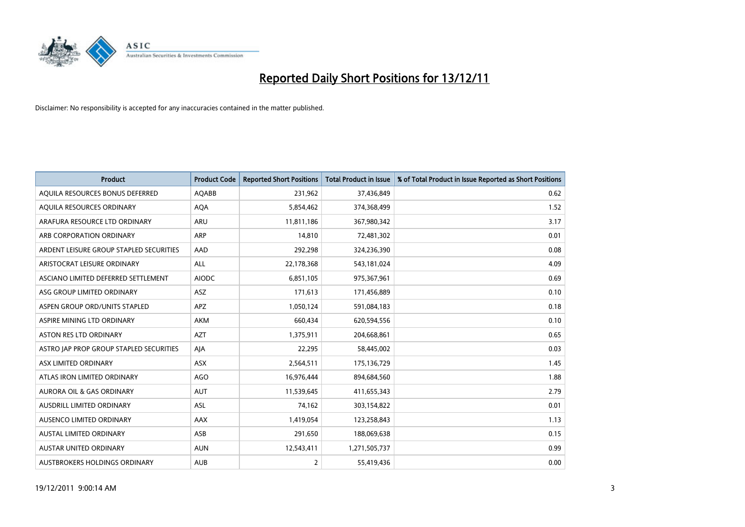# Reported Daily Short Positions for 13/12/11

Disclaimer: No responsibility is accepted for any inaccuracies contained in the matter published.

| Product | Product Code | Reported Short Positions | Total Product in Issue | % of Total Product in Issue Reported as Short Positions |
|---|---|---|---|---|
| AQUILA RESOURCES BONUS DEFERRED | AQABB | 231,962 | 37,436,849 | 0.62 |
| AQUILA RESOURCES ORDINARY | AQA | 5,854,462 | 374,368,499 | 1.52 |
| ARAFURA RESOURCE LTD ORDINARY | ARU | 11,811,186 | 367,980,342 | 3.17 |
| ARB CORPORATION ORDINARY | ARP | 14,810 | 72,481,302 | 0.01 |
| ARDENT LEISURE GROUP STAPLED SECURITIES | AAD | 292,298 | 324,236,390 | 0.08 |
| ARISTOCRAT LEISURE ORDINARY | ALL | 22,178,368 | 543,181,024 | 4.09 |
| ASCIANO LIMITED DEFERRED SETTLEMENT | AIODC | 6,851,105 | 975,367,961 | 0.69 |
| ASG GROUP LIMITED ORDINARY | ASZ | 171,613 | 171,456,889 | 0.10 |
| ASPEN GROUP ORD/UNITS STAPLED | APZ | 1,050,124 | 591,084,183 | 0.18 |
| ASPIRE MINING LTD ORDINARY | AKM | 660,434 | 620,594,556 | 0.10 |
| ASTON RES LTD ORDINARY | AZT | 1,375,911 | 204,668,861 | 0.65 |
| ASTRO JAP PROP GROUP STAPLED SECURITIES | AJA | 22,295 | 58,445,002 | 0.03 |
| ASX LIMITED ORDINARY | ASX | 2,564,511 | 175,136,729 | 1.45 |
| ATLAS IRON LIMITED ORDINARY | AGO | 16,976,444 | 894,684,560 | 1.88 |
| AURORA OIL & GAS ORDINARY | AUT | 11,539,645 | 411,655,343 | 2.79 |
| AUSDRILL LIMITED ORDINARY | ASL | 74,162 | 303,154,822 | 0.01 |
| AUSENCO LIMITED ORDINARY | AAX | 1,419,054 | 123,258,843 | 1.13 |
| AUSTAL LIMITED ORDINARY | ASB | 291,650 | 188,069,638 | 0.15 |
| AUSTAR UNITED ORDINARY | AUN | 12,543,411 | 1,271,505,737 | 0.99 |
| AUSTBROKERS HOLDINGS ORDINARY | AUB | 2 | 55,419,436 | 0.00 |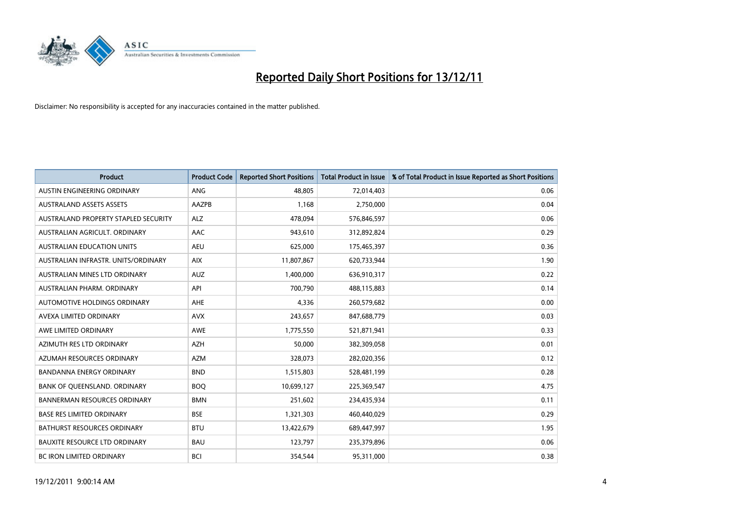# Reported Daily Short Positions for 13/12/11

Disclaimer: No responsibility is accepted for any inaccuracies contained in the matter published.

| Product | Product Code | Reported Short Positions | Total Product in Issue | % of Total Product in Issue Reported as Short Positions |
|---|---|---|---|---|
| AUSTIN ENGINEERING ORDINARY | ANG | 48,805 | 72,014,403 | 0.06 |
| AUSTRALAND ASSETS ASSETS | AAZPB | 1,168 | 2,750,000 | 0.04 |
| AUSTRALAND PROPERTY STAPLED SECURITY | ALZ | 478,094 | 576,846,597 | 0.06 |
| AUSTRALIAN AGRICULT. ORDINARY | AAC | 943,610 | 312,892,824 | 0.29 |
| AUSTRALIAN EDUCATION UNITS | AEU | 625,000 | 175,465,397 | 0.36 |
| AUSTRALIAN INFRASTR. UNITS/ORDINARY | AIX | 11,807,867 | 620,733,944 | 1.90 |
| AUSTRALIAN MINES LTD ORDINARY | AUZ | 1,400,000 | 636,910,317 | 0.22 |
| AUSTRALIAN PHARM. ORDINARY | API | 700,790 | 488,115,883 | 0.14 |
| AUTOMOTIVE HOLDINGS ORDINARY | AHE | 4,336 | 260,579,682 | 0.00 |
| AVEXA LIMITED ORDINARY | AVX | 243,657 | 847,688,779 | 0.03 |
| AWE LIMITED ORDINARY | AWE | 1,775,550 | 521,871,941 | 0.33 |
| AZIMUTH RES LTD ORDINARY | AZH | 50,000 | 382,309,058 | 0.01 |
| AZUMAH RESOURCES ORDINARY | AZM | 328,073 | 282,020,356 | 0.12 |
| BANDANNA ENERGY ORDINARY | BND | 1,515,803 | 528,481,199 | 0.28 |
| BANK OF QUEENSLAND. ORDINARY | BOQ | 10,699,127 | 225,369,547 | 4.75 |
| BANNERMAN RESOURCES ORDINARY | BMN | 251,602 | 234,435,934 | 0.11 |
| BASE RES LIMITED ORDINARY | BSE | 1,321,303 | 460,440,029 | 0.29 |
| BATHURST RESOURCES ORDINARY | BTU | 13,422,679 | 689,447,997 | 1.95 |
| BAUXITE RESOURCE LTD ORDINARY | BAU | 123,797 | 235,379,896 | 0.06 |
| BC IRON LIMITED ORDINARY | BCI | 354,544 | 95,311,000 | 0.38 |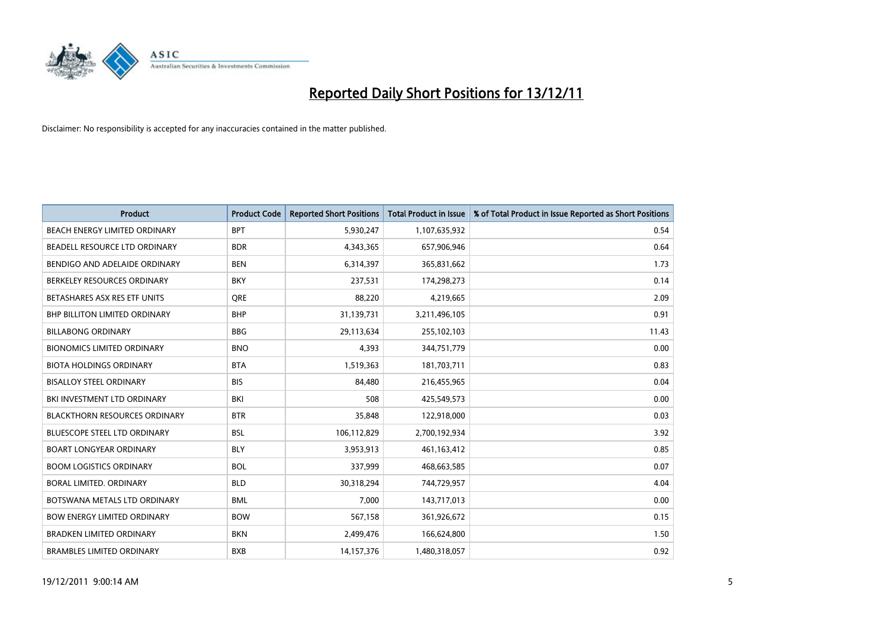# Reported Daily Short Positions for 13/12/11

Disclaimer: No responsibility is accepted for any inaccuracies contained in the matter published.

| Product | Product Code | Reported Short Positions | Total Product in Issue | % of Total Product in Issue Reported as Short Positions |
|---|---|---|---|---|
| BEACH ENERGY LIMITED ORDINARY | BPT | 5,930,247 | 1,107,635,932 | 0.54 |
| BEADELL RESOURCE LTD ORDINARY | BDR | 4,343,365 | 657,906,946 | 0.64 |
| BENDIGO AND ADELAIDE ORDINARY | BEN | 6,314,397 | 365,831,662 | 1.73 |
| BERKELEY RESOURCES ORDINARY | BKY | 237,531 | 174,298,273 | 0.14 |
| BETASHARES ASX RES ETF UNITS | QRE | 88,220 | 4,219,665 | 2.09 |
| BHP BILLITON LIMITED ORDINARY | BHP | 31,139,731 | 3,211,496,105 | 0.91 |
| BILLABONG ORDINARY | BBG | 29,113,634 | 255,102,103 | 11.43 |
| BIONOMICS LIMITED ORDINARY | BNO | 4,393 | 344,751,779 | 0.00 |
| BIOTA HOLDINGS ORDINARY | BTA | 1,519,363 | 181,703,711 | 0.83 |
| BISALLOY STEEL ORDINARY | BIS | 84,480 | 216,455,965 | 0.04 |
| BKI INVESTMENT LTD ORDINARY | BKI | 508 | 425,549,573 | 0.00 |
| BLACKTHORN RESOURCES ORDINARY | BTR | 35,848 | 122,918,000 | 0.03 |
| BLUESCOPE STEEL LTD ORDINARY | BSL | 106,112,829 | 2,700,192,934 | 3.92 |
| BOART LONGYEAR ORDINARY | BLY | 3,953,913 | 461,163,412 | 0.85 |
| BOOM LOGISTICS ORDINARY | BOL | 337,999 | 468,663,585 | 0.07 |
| BORAL LIMITED. ORDINARY | BLD | 30,318,294 | 744,729,957 | 4.04 |
| BOTSWANA METALS LTD ORDINARY | BML | 7,000 | 143,717,013 | 0.00 |
| BOW ENERGY LIMITED ORDINARY | BOW | 567,158 | 361,926,672 | 0.15 |
| BRADKEN LIMITED ORDINARY | BKN | 2,499,476 | 166,624,800 | 1.50 |
| BRAMBLES LIMITED ORDINARY | BXB | 14,157,376 | 1,480,318,057 | 0.92 |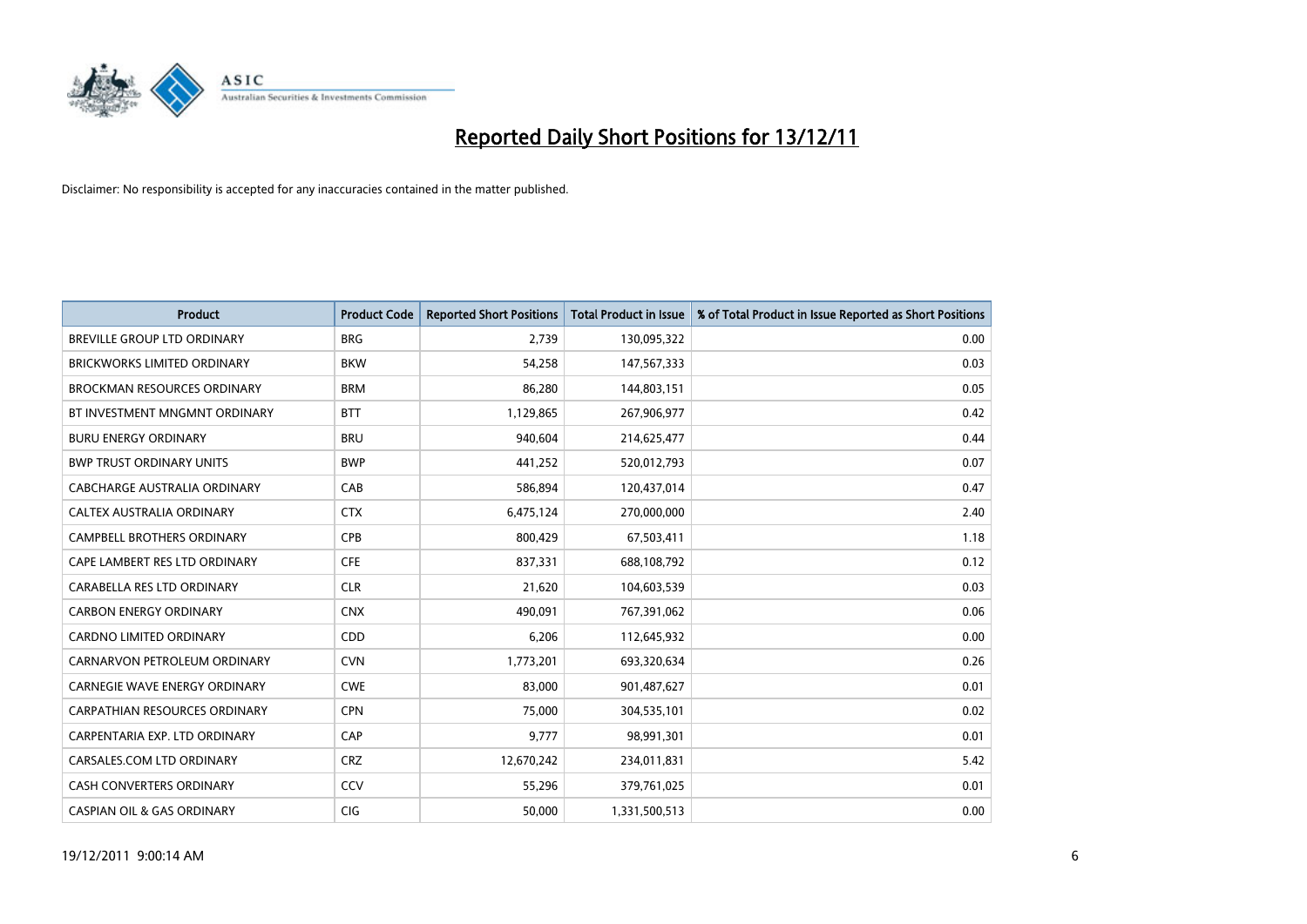# Reported Daily Short Positions for 13/12/11

Disclaimer: No responsibility is accepted for any inaccuracies contained in the matter published.

| Product | Product Code | Reported Short Positions | Total Product in Issue | % of Total Product in Issue Reported as Short Positions |
|---|---|---|---|---|
| BREVILLE GROUP LTD ORDINARY | BRG | 2,739 | 130,095,322 | 0.00 |
| BRICKWORKS LIMITED ORDINARY | BKW | 54,258 | 147,567,333 | 0.03 |
| BROCKMAN RESOURCES ORDINARY | BRM | 86,280 | 144,803,151 | 0.05 |
| BT INVESTMENT MNGMNT ORDINARY | BTT | 1,129,865 | 267,906,977 | 0.42 |
| BURU ENERGY ORDINARY | BRU | 940,604 | 214,625,477 | 0.44 |
| BWP TRUST ORDINARY UNITS | BWP | 441,252 | 520,012,793 | 0.07 |
| CABCHARGE AUSTRALIA ORDINARY | CAB | 586,894 | 120,437,014 | 0.47 |
| CALTEX AUSTRALIA ORDINARY | CTX | 6,475,124 | 270,000,000 | 2.40 |
| CAMPBELL BROTHERS ORDINARY | CPB | 800,429 | 67,503,411 | 1.18 |
| CAPE LAMBERT RES LTD ORDINARY | CFE | 837,331 | 688,108,792 | 0.12 |
| CARABELLA RES LTD ORDINARY | CLR | 21,620 | 104,603,539 | 0.03 |
| CARBON ENERGY ORDINARY | CNX | 490,091 | 767,391,062 | 0.06 |
| CARDNO LIMITED ORDINARY | CDD | 6,206 | 112,645,932 | 0.00 |
| CARNARVON PETROLEUM ORDINARY | CVN | 1,773,201 | 693,320,634 | 0.26 |
| CARNEGIE WAVE ENERGY ORDINARY | CWE | 83,000 | 901,487,627 | 0.01 |
| CARPATHIAN RESOURCES ORDINARY | CPN | 75,000 | 304,535,101 | 0.02 |
| CARPENTARIA EXP. LTD ORDINARY | CAP | 9,777 | 98,991,301 | 0.01 |
| CARSALES.COM LTD ORDINARY | CRZ | 12,670,242 | 234,011,831 | 5.42 |
| CASH CONVERTERS ORDINARY | CCV | 55,296 | 379,761,025 | 0.01 |
| CASPIAN OIL & GAS ORDINARY | CIG | 50,000 | 1,331,500,513 | 0.00 |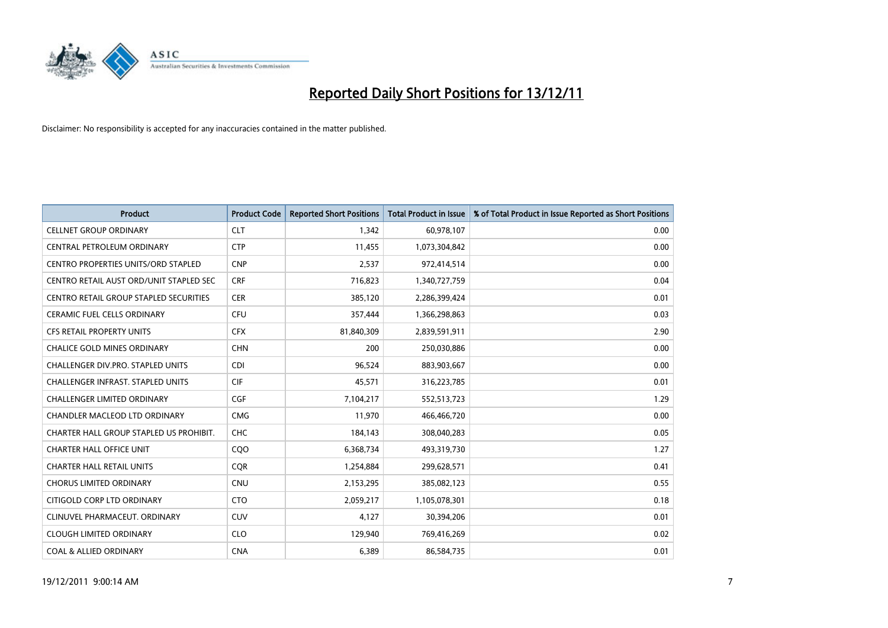# Reported Daily Short Positions for 13/12/11

Disclaimer: No responsibility is accepted for any inaccuracies contained in the matter published.

| Product | Product Code | Reported Short Positions | Total Product in Issue | % of Total Product in Issue Reported as Short Positions |
|---|---|---|---|---|
| CELLNET GROUP ORDINARY | CLT | 1,342 | 60,978,107 | 0.00 |
| CENTRAL PETROLEUM ORDINARY | CTP | 11,455 | 1,073,304,842 | 0.00 |
| CENTRO PROPERTIES UNITS/ORD STAPLED | CNP | 2,537 | 972,414,514 | 0.00 |
| CENTRO RETAIL AUST ORD/UNIT STAPLED SEC | CRF | 716,823 | 1,340,727,759 | 0.04 |
| CENTRO RETAIL GROUP STAPLED SECURITIES | CER | 385,120 | 2,286,399,424 | 0.01 |
| CERAMIC FUEL CELLS ORDINARY | CFU | 357,444 | 1,366,298,863 | 0.03 |
| CFS RETAIL PROPERTY UNITS | CFX | 81,840,309 | 2,839,591,911 | 2.90 |
| CHALICE GOLD MINES ORDINARY | CHN | 200 | 250,030,886 | 0.00 |
| CHALLENGER DIV.PRO. STAPLED UNITS | CDI | 96,524 | 883,903,667 | 0.00 |
| CHALLENGER INFRAST. STAPLED UNITS | CIF | 45,571 | 316,223,785 | 0.01 |
| CHALLENGER LIMITED ORDINARY | CGF | 7,104,217 | 552,513,723 | 1.29 |
| CHANDLER MACLEOD LTD ORDINARY | CMG | 11,970 | 466,466,720 | 0.00 |
| CHARTER HALL GROUP STAPLED US PROHIBIT. | CHC | 184,143 | 308,040,283 | 0.05 |
| CHARTER HALL OFFICE UNIT | CQO | 6,368,734 | 493,319,730 | 1.27 |
| CHARTER HALL RETAIL UNITS | CQR | 1,254,884 | 299,628,571 | 0.41 |
| CHORUS LIMITED ORDINARY | CNU | 2,153,295 | 385,082,123 | 0.55 |
| CITIGOLD CORP LTD ORDINARY | CTO | 2,059,217 | 1,105,078,301 | 0.18 |
| CLINUVEL PHARMACEUT. ORDINARY | CUV | 4,127 | 30,394,206 | 0.01 |
| CLOUGH LIMITED ORDINARY | CLO | 129,940 | 769,416,269 | 0.02 |
| COAL & ALLIED ORDINARY | CNA | 6,389 | 86,584,735 | 0.01 |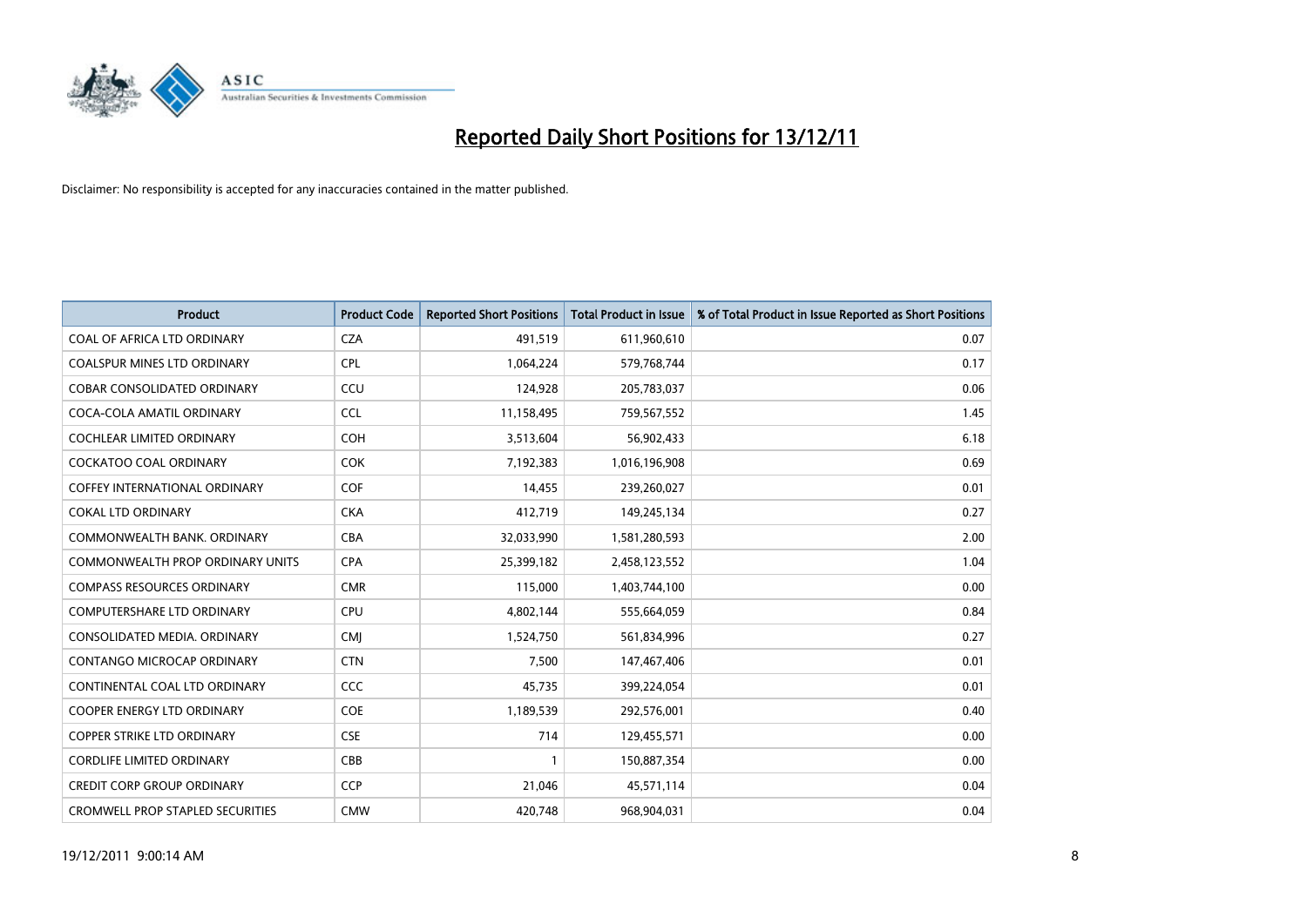# Reported Daily Short Positions for 13/12/11

Disclaimer: No responsibility is accepted for any inaccuracies contained in the matter published.

| Product | Product Code | Reported Short Positions | Total Product in Issue | % of Total Product in Issue Reported as Short Positions |
|---|---|---|---|---|
| COAL OF AFRICA LTD ORDINARY | CZA | 491,519 | 611,960,610 | 0.07 |
| COALSPUR MINES LTD ORDINARY | CPL | 1,064,224 | 579,768,744 | 0.17 |
| COBAR CONSOLIDATED ORDINARY | CCU | 124,928 | 205,783,037 | 0.06 |
| COCA-COLA AMATIL ORDINARY | CCL | 11,158,495 | 759,567,552 | 1.45 |
| COCHLEAR LIMITED ORDINARY | COH | 3,513,604 | 56,902,433 | 6.18 |
| COCKATOO COAL ORDINARY | COK | 7,192,383 | 1,016,196,908 | 0.69 |
| COFFEY INTERNATIONAL ORDINARY | COF | 14,455 | 239,260,027 | 0.01 |
| COKAL LTD ORDINARY | CKA | 412,719 | 149,245,134 | 0.27 |
| COMMONWEALTH BANK. ORDINARY | CBA | 32,033,990 | 1,581,280,593 | 2.00 |
| COMMONWEALTH PROP ORDINARY UNITS | CPA | 25,399,182 | 2,458,123,552 | 1.04 |
| COMPASS RESOURCES ORDINARY | CMR | 115,000 | 1,403,744,100 | 0.00 |
| COMPUTERSHARE LTD ORDINARY | CPU | 4,802,144 | 555,664,059 | 0.84 |
| CONSOLIDATED MEDIA. ORDINARY | CMJ | 1,524,750 | 561,834,996 | 0.27 |
| CONTANGO MICROCAP ORDINARY | CTN | 7,500 | 147,467,406 | 0.01 |
| CONTINENTAL COAL LTD ORDINARY | CCC | 45,735 | 399,224,054 | 0.01 |
| COOPER ENERGY LTD ORDINARY | COE | 1,189,539 | 292,576,001 | 0.40 |
| COPPER STRIKE LTD ORDINARY | CSE | 714 | 129,455,571 | 0.00 |
| CORDLIFE LIMITED ORDINARY | CBB | 1 | 150,887,354 | 0.00 |
| CREDIT CORP GROUP ORDINARY | CCP | 21,046 | 45,571,114 | 0.04 |
| CROMWELL PROP STAPLED SECURITIES | CMW | 420,748 | 968,904,031 | 0.04 |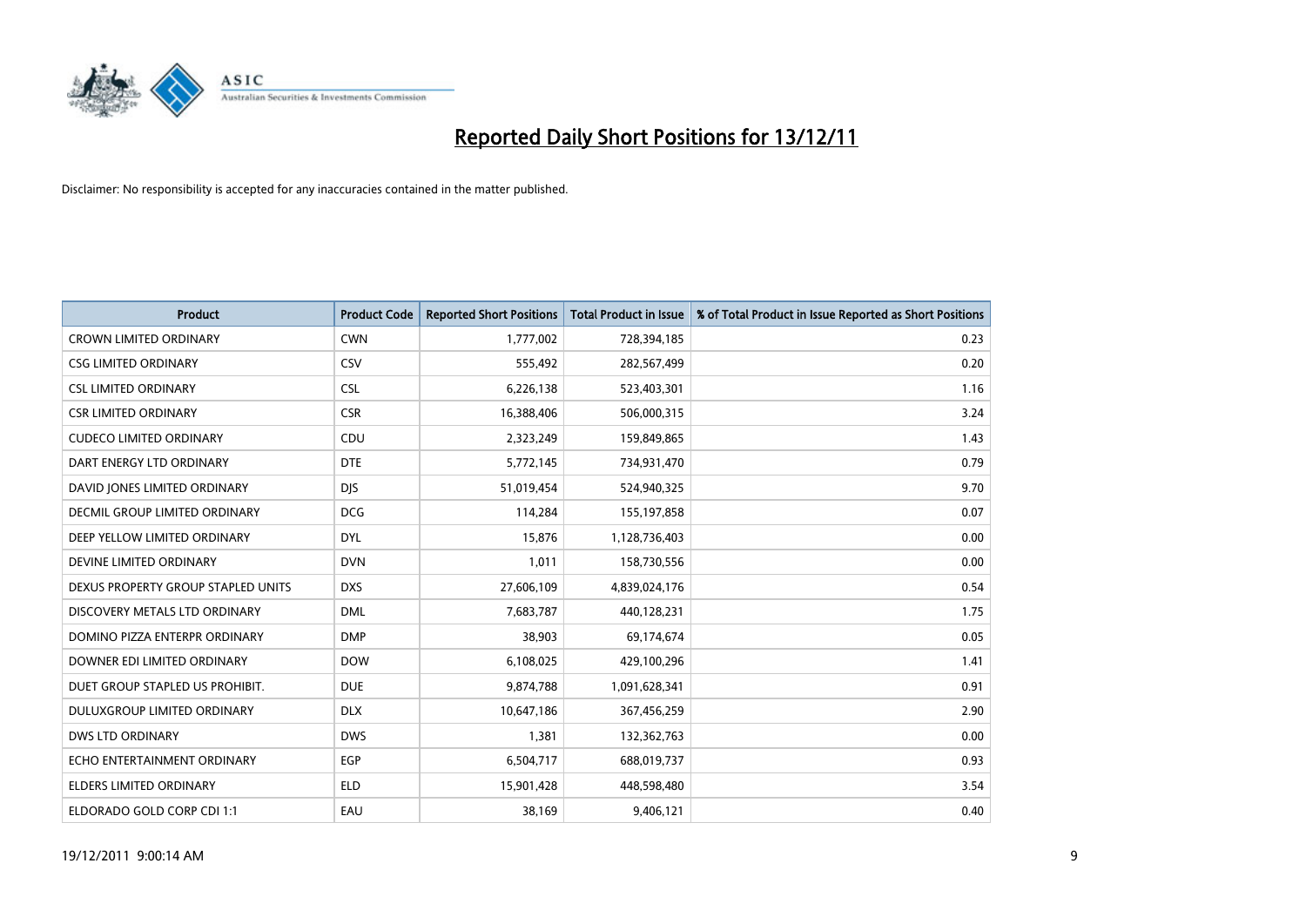# Reported Daily Short Positions for 13/12/11

Disclaimer: No responsibility is accepted for any inaccuracies contained in the matter published.

| Product | Product Code | Reported Short Positions | Total Product in Issue | % of Total Product in Issue Reported as Short Positions |
|---|---|---|---|---|
| CROWN LIMITED ORDINARY | CWN | 1,777,002 | 728,394,185 | 0.23 |
| CSG LIMITED ORDINARY | CSV | 555,492 | 282,567,499 | 0.20 |
| CSL LIMITED ORDINARY | CSL | 6,226,138 | 523,403,301 | 1.16 |
| CSR LIMITED ORDINARY | CSR | 16,388,406 | 506,000,315 | 3.24 |
| CUDECO LIMITED ORDINARY | CDU | 2,323,249 | 159,849,865 | 1.43 |
| DART ENERGY LTD ORDINARY | DTE | 5,772,145 | 734,931,470 | 0.79 |
| DAVID JONES LIMITED ORDINARY | DJS | 51,019,454 | 524,940,325 | 9.70 |
| DECMIL GROUP LIMITED ORDINARY | DCG | 114,284 | 155,197,858 | 0.07 |
| DEEP YELLOW LIMITED ORDINARY | DYL | 15,876 | 1,128,736,403 | 0.00 |
| DEVINE LIMITED ORDINARY | DVN | 1,011 | 158,730,556 | 0.00 |
| DEXUS PROPERTY GROUP STAPLED UNITS | DXS | 27,606,109 | 4,839,024,176 | 0.54 |
| DISCOVERY METALS LTD ORDINARY | DML | 7,683,787 | 440,128,231 | 1.75 |
| DOMINO PIZZA ENTERPR ORDINARY | DMP | 38,903 | 69,174,674 | 0.05 |
| DOWNER EDI LIMITED ORDINARY | DOW | 6,108,025 | 429,100,296 | 1.41 |
| DUET GROUP STAPLED US PROHIBIT. | DUE | 9,874,788 | 1,091,628,341 | 0.91 |
| DULUXGROUP LIMITED ORDINARY | DLX | 10,647,186 | 367,456,259 | 2.90 |
| DWS LTD ORDINARY | DWS | 1,381 | 132,362,763 | 0.00 |
| ECHO ENTERTAINMENT ORDINARY | EGP | 6,504,717 | 688,019,737 | 0.93 |
| ELDERS LIMITED ORDINARY | ELD | 15,901,428 | 448,598,480 | 3.54 |
| ELDORADO GOLD CORP CDI 1:1 | EAU | 38,169 | 9,406,121 | 0.40 |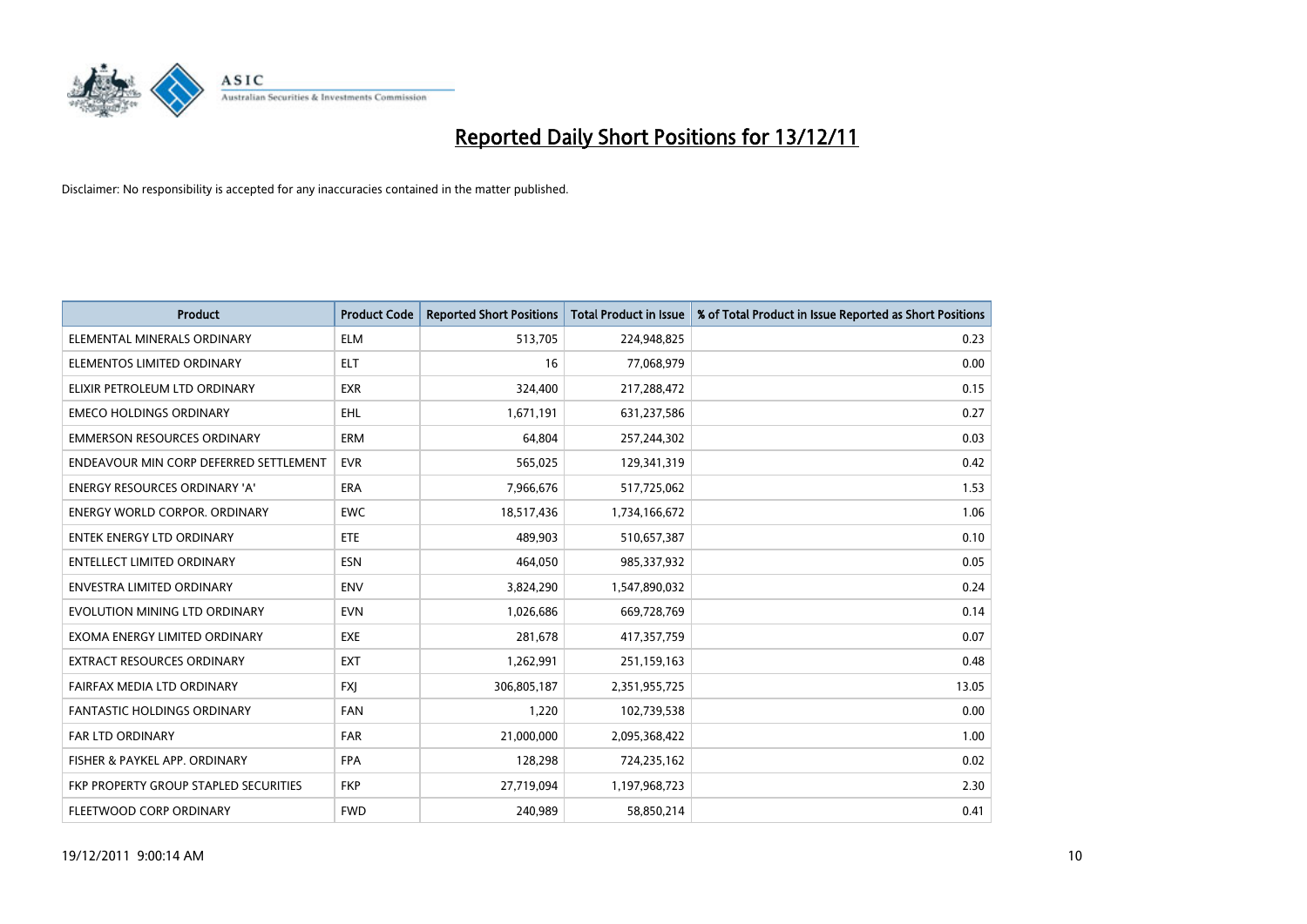# Reported Daily Short Positions for 13/12/11

Disclaimer: No responsibility is accepted for any inaccuracies contained in the matter published.

| Product | Product Code | Reported Short Positions | Total Product in Issue | % of Total Product in Issue Reported as Short Positions |
|---|---|---|---|---|
| ELEMENTAL MINERALS ORDINARY | ELM | 513,705 | 224,948,825 | 0.23 |
| ELEMENTOS LIMITED ORDINARY | ELT | 16 | 77,068,979 | 0.00 |
| ELIXIR PETROLEUM LTD ORDINARY | EXR | 324,400 | 217,288,472 | 0.15 |
| EMECO HOLDINGS ORDINARY | EHL | 1,671,191 | 631,237,586 | 0.27 |
| EMMERSON RESOURCES ORDINARY | ERM | 64,804 | 257,244,302 | 0.03 |
| ENDEAVOUR MIN CORP DEFERRED SETTLEMENT | EVR | 565,025 | 129,341,319 | 0.42 |
| ENERGY RESOURCES ORDINARY 'A' | ERA | 7,966,676 | 517,725,062 | 1.53 |
| ENERGY WORLD CORPOR. ORDINARY | EWC | 18,517,436 | 1,734,166,672 | 1.06 |
| ENTEK ENERGY LTD ORDINARY | ETE | 489,903 | 510,657,387 | 0.10 |
| ENTELLECT LIMITED ORDINARY | ESN | 464,050 | 985,337,932 | 0.05 |
| ENVESTRA LIMITED ORDINARY | ENV | 3,824,290 | 1,547,890,032 | 0.24 |
| EVOLUTION MINING LTD ORDINARY | EVN | 1,026,686 | 669,728,769 | 0.14 |
| EXOMA ENERGY LIMITED ORDINARY | EXE | 281,678 | 417,357,759 | 0.07 |
| EXTRACT RESOURCES ORDINARY | EXT | 1,262,991 | 251,159,163 | 0.48 |
| FAIRFAX MEDIA LTD ORDINARY | FXJ | 306,805,187 | 2,351,955,725 | 13.05 |
| FANTASTIC HOLDINGS ORDINARY | FAN | 1,220 | 102,739,538 | 0.00 |
| FAR LTD ORDINARY | FAR | 21,000,000 | 2,095,368,422 | 1.00 |
| FISHER & PAYKEL APP. ORDINARY | FPA | 128,298 | 724,235,162 | 0.02 |
| FKP PROPERTY GROUP STAPLED SECURITIES | FKP | 27,719,094 | 1,197,968,723 | 2.30 |
| FLEETWOOD CORP ORDINARY | FWD | 240,989 | 58,850,214 | 0.41 |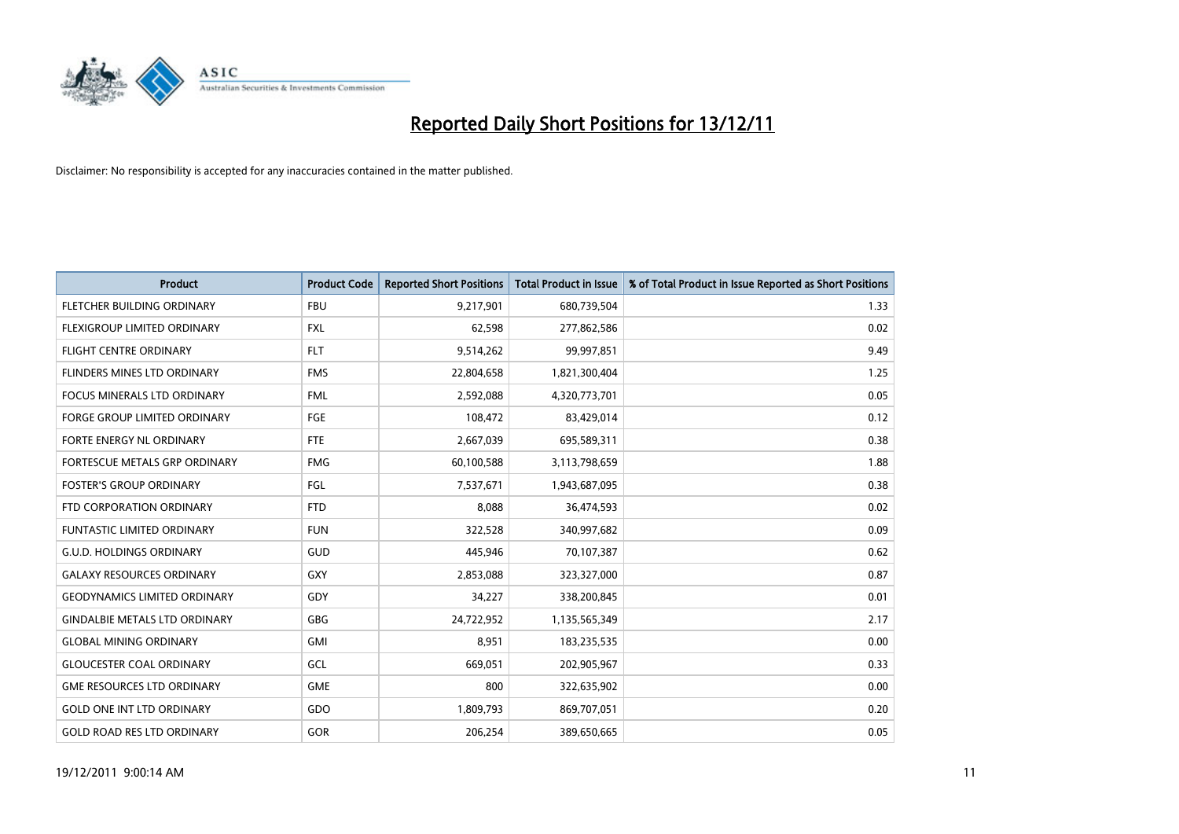# Reported Daily Short Positions for 13/12/11

Disclaimer: No responsibility is accepted for any inaccuracies contained in the matter published.

| Product | Product Code | Reported Short Positions | Total Product in Issue | % of Total Product in Issue Reported as Short Positions |
|---|---|---|---|---|
| FLETCHER BUILDING ORDINARY | FBU | 9,217,901 | 680,739,504 | 1.33 |
| FLEXIGROUP LIMITED ORDINARY | FXL | 62,598 | 277,862,586 | 0.02 |
| FLIGHT CENTRE ORDINARY | FLT | 9,514,262 | 99,997,851 | 9.49 |
| FLINDERS MINES LTD ORDINARY | FMS | 22,804,658 | 1,821,300,404 | 1.25 |
| FOCUS MINERALS LTD ORDINARY | FML | 2,592,088 | 4,320,773,701 | 0.05 |
| FORGE GROUP LIMITED ORDINARY | FGE | 108,472 | 83,429,014 | 0.12 |
| FORTE ENERGY NL ORDINARY | FTE | 2,667,039 | 695,589,311 | 0.38 |
| FORTESCUE METALS GRP ORDINARY | FMG | 60,100,588 | 3,113,798,659 | 1.88 |
| FOSTER'S GROUP ORDINARY | FGL | 7,537,671 | 1,943,687,095 | 0.38 |
| FTD CORPORATION ORDINARY | FTD | 8,088 | 36,474,593 | 0.02 |
| FUNTASTIC LIMITED ORDINARY | FUN | 322,528 | 340,997,682 | 0.09 |
| G.U.D. HOLDINGS ORDINARY | GUD | 445,946 | 70,107,387 | 0.62 |
| GALAXY RESOURCES ORDINARY | GXY | 2,853,088 | 323,327,000 | 0.87 |
| GEODYNAMICS LIMITED ORDINARY | GDY | 34,227 | 338,200,845 | 0.01 |
| GINDALBIE METALS LTD ORDINARY | GBG | 24,722,952 | 1,135,565,349 | 2.17 |
| GLOBAL MINING ORDINARY | GMI | 8,951 | 183,235,535 | 0.00 |
| GLOUCESTER COAL ORDINARY | GCL | 669,051 | 202,905,967 | 0.33 |
| GME RESOURCES LTD ORDINARY | GME | 800 | 322,635,902 | 0.00 |
| GOLD ONE INT LTD ORDINARY | GDO | 1,809,793 | 869,707,051 | 0.20 |
| GOLD ROAD RES LTD ORDINARY | GOR | 206,254 | 389,650,665 | 0.05 |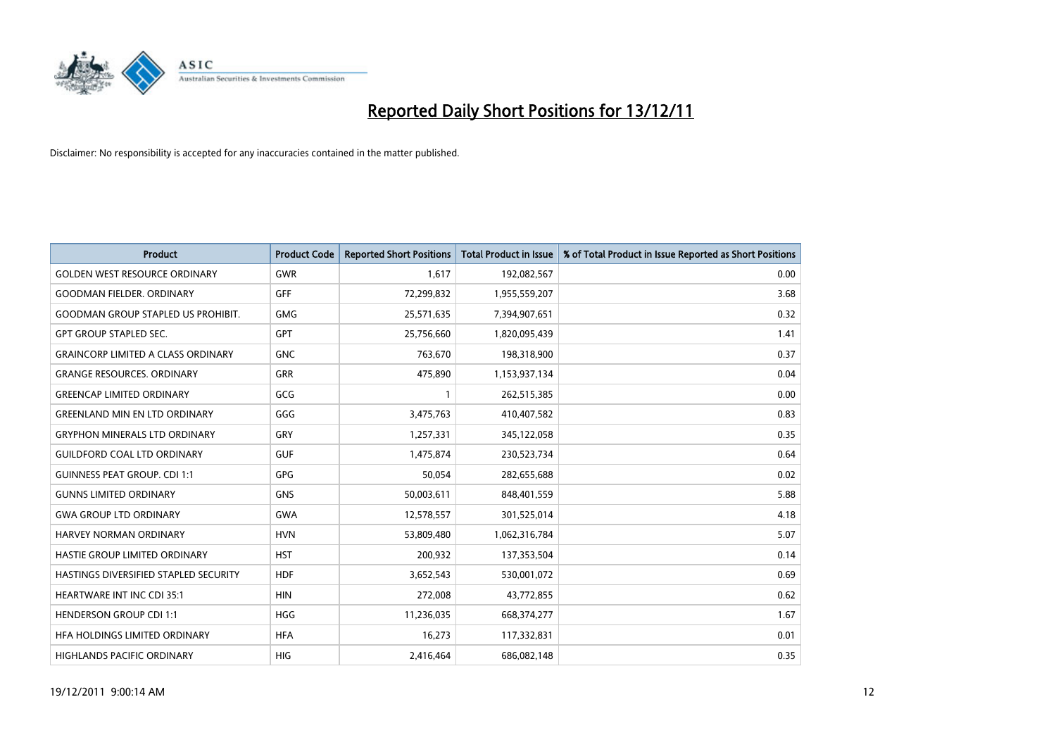# Reported Daily Short Positions for 13/12/11

Disclaimer: No responsibility is accepted for any inaccuracies contained in the matter published.

| Product | Product Code | Reported Short Positions | Total Product in Issue | % of Total Product in Issue Reported as Short Positions |
|---|---|---|---|---|
| GOLDEN WEST RESOURCE ORDINARY | GWR | 1,617 | 192,082,567 | 0.00 |
| GOODMAN FIELDER. ORDINARY | GFF | 72,299,832 | 1,955,559,207 | 3.68 |
| GOODMAN GROUP STAPLED US PROHIBIT. | GMG | 25,571,635 | 7,394,907,651 | 0.32 |
| GPT GROUP STAPLED SEC. | GPT | 25,756,660 | 1,820,095,439 | 1.41 |
| GRAINCORP LIMITED A CLASS ORDINARY | GNC | 763,670 | 198,318,900 | 0.37 |
| GRANGE RESOURCES. ORDINARY | GRR | 475,890 | 1,153,937,134 | 0.04 |
| GREENCAP LIMITED ORDINARY | GCG | 1 | 262,515,385 | 0.00 |
| GREENLAND MIN EN LTD ORDINARY | GGG | 3,475,763 | 410,407,582 | 0.83 |
| GRYPHON MINERALS LTD ORDINARY | GRY | 1,257,331 | 345,122,058 | 0.35 |
| GUILDFORD COAL LTD ORDINARY | GUF | 1,475,874 | 230,523,734 | 0.64 |
| GUINNESS PEAT GROUP. CDI 1:1 | GPG | 50,054 | 282,655,688 | 0.02 |
| GUNNS LIMITED ORDINARY | GNS | 50,003,611 | 848,401,559 | 5.88 |
| GWA GROUP LTD ORDINARY | GWA | 12,578,557 | 301,525,014 | 4.18 |
| HARVEY NORMAN ORDINARY | HVN | 53,809,480 | 1,062,316,784 | 5.07 |
| HASTIE GROUP LIMITED ORDINARY | HST | 200,932 | 137,353,504 | 0.14 |
| HASTINGS DIVERSIFIED STAPLED SECURITY | HDF | 3,652,543 | 530,001,072 | 0.69 |
| HEARTWARE INT INC CDI 35:1 | HIN | 272,008 | 43,772,855 | 0.62 |
| HENDERSON GROUP CDI 1:1 | HGG | 11,236,035 | 668,374,277 | 1.67 |
| HFA HOLDINGS LIMITED ORDINARY | HFA | 16,273 | 117,332,831 | 0.01 |
| HIGHLANDS PACIFIC ORDINARY | HIG | 2,416,464 | 686,082,148 | 0.35 |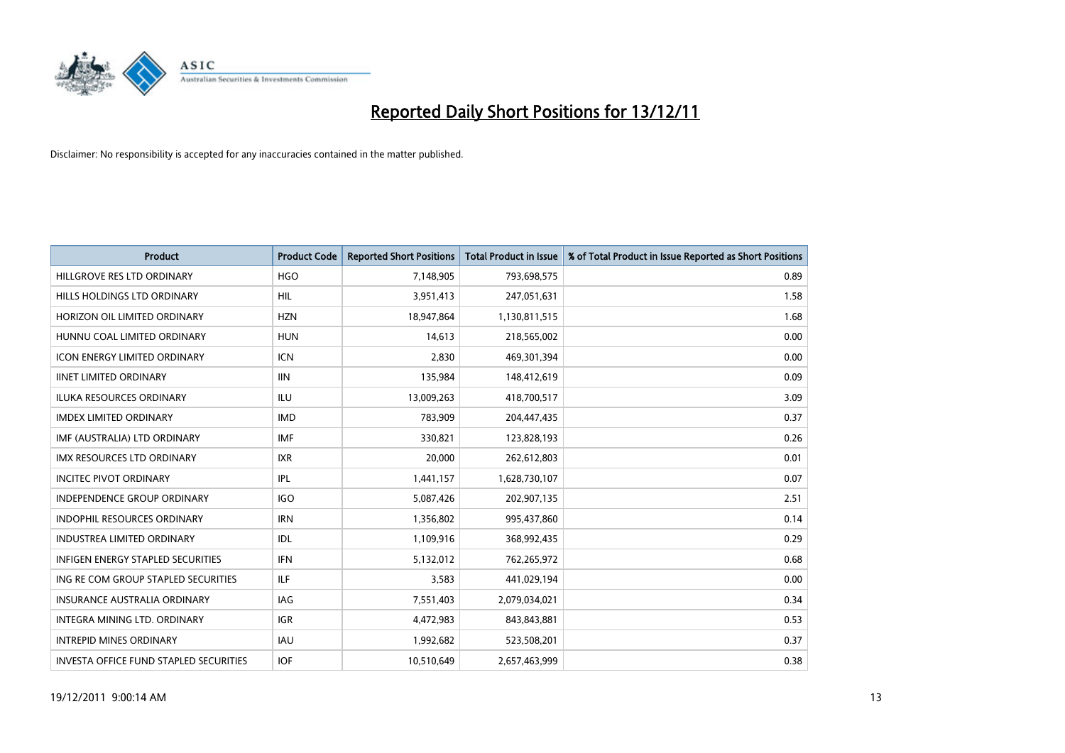# Reported Daily Short Positions for 13/12/11

Disclaimer: No responsibility is accepted for any inaccuracies contained in the matter published.

| Product | Product Code | Reported Short Positions | Total Product in Issue | % of Total Product in Issue Reported as Short Positions |
|---|---|---|---|---|
| HILLGROVE RES LTD ORDINARY | HGO | 7,148,905 | 793,698,575 | 0.89 |
| HILLS HOLDINGS LTD ORDINARY | HIL | 3,951,413 | 247,051,631 | 1.58 |
| HORIZON OIL LIMITED ORDINARY | HZN | 18,947,864 | 1,130,811,515 | 1.68 |
| HUNNU COAL LIMITED ORDINARY | HUN | 14,613 | 218,565,002 | 0.00 |
| ICON ENERGY LIMITED ORDINARY | ICN | 2,830 | 469,301,394 | 0.00 |
| IINET LIMITED ORDINARY | IIN | 135,984 | 148,412,619 | 0.09 |
| ILUKA RESOURCES ORDINARY | ILU | 13,009,263 | 418,700,517 | 3.09 |
| IMDEX LIMITED ORDINARY | IMD | 783,909 | 204,447,435 | 0.37 |
| IMF (AUSTRALIA) LTD ORDINARY | IMF | 330,821 | 123,828,193 | 0.26 |
| IMX RESOURCES LTD ORDINARY | IXR | 20,000 | 262,612,803 | 0.01 |
| INCITEC PIVOT ORDINARY | IPL | 1,441,157 | 1,628,730,107 | 0.07 |
| INDEPENDENCE GROUP ORDINARY | IGO | 5,087,426 | 202,907,135 | 2.51 |
| INDOPHIL RESOURCES ORDINARY | IRN | 1,356,802 | 995,437,860 | 0.14 |
| INDUSTREA LIMITED ORDINARY | IDL | 1,109,916 | 368,992,435 | 0.29 |
| INFIGEN ENERGY STAPLED SECURITIES | IFN | 5,132,012 | 762,265,972 | 0.68 |
| ING RE COM GROUP STAPLED SECURITIES | ILF | 3,583 | 441,029,194 | 0.00 |
| INSURANCE AUSTRALIA ORDINARY | IAG | 7,551,403 | 2,079,034,021 | 0.34 |
| INTEGRA MINING LTD. ORDINARY | IGR | 4,472,983 | 843,843,881 | 0.53 |
| INTREPID MINES ORDINARY | IAU | 1,992,682 | 523,508,201 | 0.37 |
| INVESTA OFFICE FUND STAPLED SECURITIES | IOF | 10,510,649 | 2,657,463,999 | 0.38 |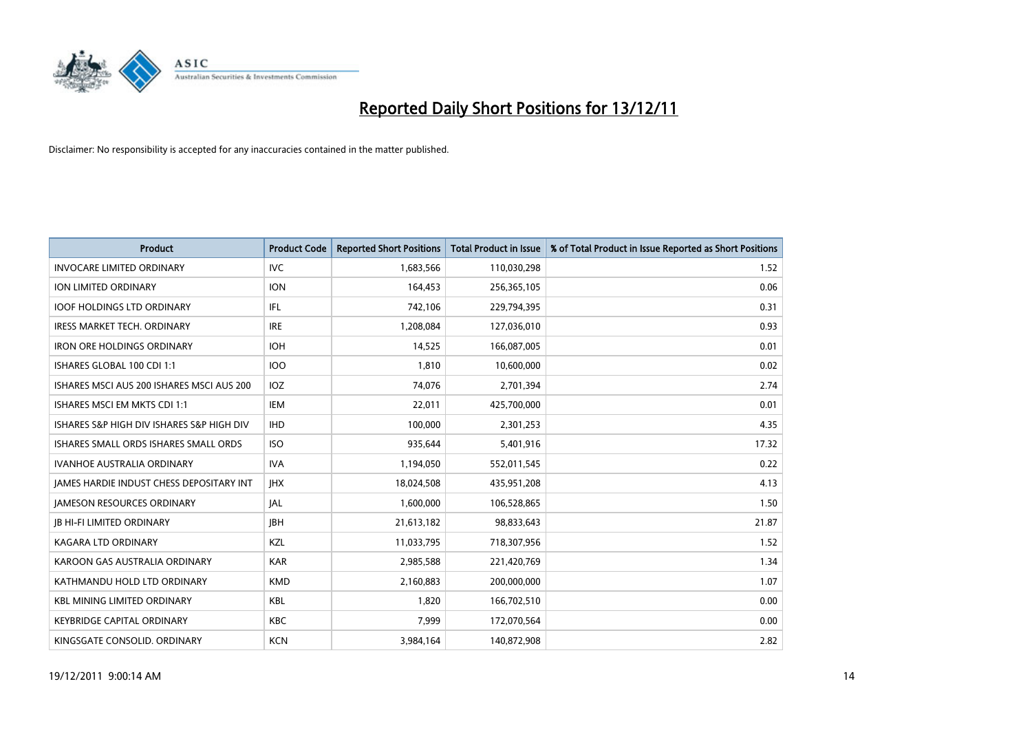# Reported Daily Short Positions for 13/12/11

Disclaimer: No responsibility is accepted for any inaccuracies contained in the matter published.

| Product | Product Code | Reported Short Positions | Total Product in Issue | % of Total Product in Issue Reported as Short Positions |
|---|---|---|---|---|
| INVOCARE LIMITED ORDINARY | IVC | 1,683,566 | 110,030,298 | 1.52 |
| ION LIMITED ORDINARY | ION | 164,453 | 256,365,105 | 0.06 |
| IOOF HOLDINGS LTD ORDINARY | IFL | 742,106 | 229,794,395 | 0.31 |
| IRESS MARKET TECH. ORDINARY | IRE | 1,208,084 | 127,036,010 | 0.93 |
| IRON ORE HOLDINGS ORDINARY | IOH | 14,525 | 166,087,005 | 0.01 |
| ISHARES GLOBAL 100 CDI 1:1 | IOO | 1,810 | 10,600,000 | 0.02 |
| ISHARES MSCI AUS 200 ISHARES MSCI AUS 200 | IOZ | 74,076 | 2,701,394 | 2.74 |
| ISHARES MSCI EM MKTS CDI 1:1 | IEM | 22,011 | 425,700,000 | 0.01 |
| ISHARES S&P HIGH DIV ISHARES S&P HIGH DIV | IHD | 100,000 | 2,301,253 | 4.35 |
| ISHARES SMALL ORDS ISHARES SMALL ORDS | ISO | 935,644 | 5,401,916 | 17.32 |
| IVANHOE AUSTRALIA ORDINARY | IVA | 1,194,050 | 552,011,545 | 0.22 |
| JAMES HARDIE INDUST CHESS DEPOSITARY INT | JHX | 18,024,508 | 435,951,208 | 4.13 |
| JAMESON RESOURCES ORDINARY | JAL | 1,600,000 | 106,528,865 | 1.50 |
| JB HI-FI LIMITED ORDINARY | JBH | 21,613,182 | 98,833,643 | 21.87 |
| KAGARA LTD ORDINARY | KZL | 11,033,795 | 718,307,956 | 1.52 |
| KAROON GAS AUSTRALIA ORDINARY | KAR | 2,985,588 | 221,420,769 | 1.34 |
| KATHMANDU HOLD LTD ORDINARY | KMD | 2,160,883 | 200,000,000 | 1.07 |
| KBL MINING LIMITED ORDINARY | KBL | 1,820 | 166,702,510 | 0.00 |
| KEYBRIDGE CAPITAL ORDINARY | KBC | 7,999 | 172,070,564 | 0.00 |
| KINGSGATE CONSOLID. ORDINARY | KCN | 3,984,164 | 140,872,908 | 2.82 |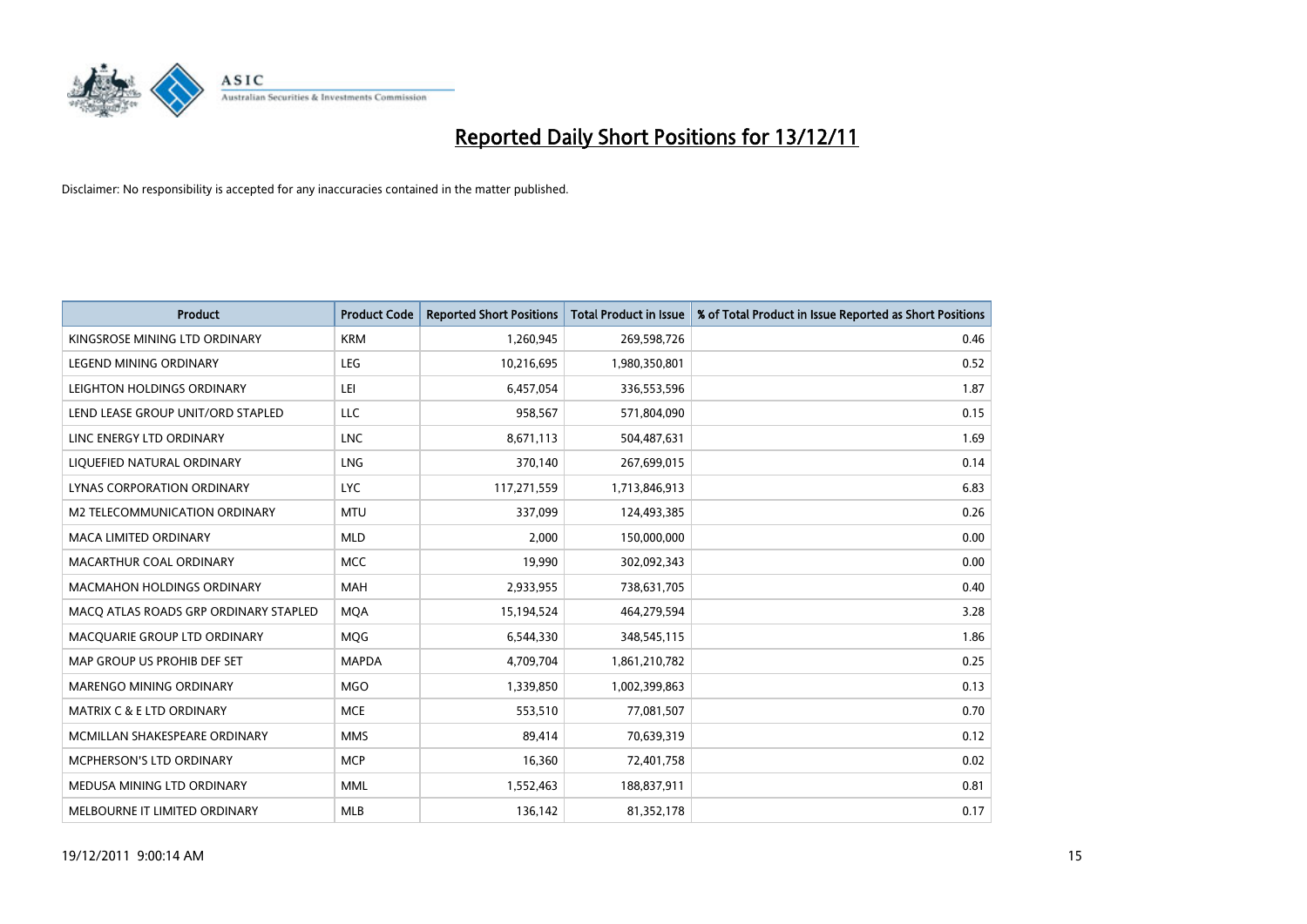# Reported Daily Short Positions for 13/12/11

Disclaimer: No responsibility is accepted for any inaccuracies contained in the matter published.

| Product | Product Code | Reported Short Positions | Total Product in Issue | % of Total Product in Issue Reported as Short Positions |
|---|---|---|---|---|
| KINGSROSE MINING LTD ORDINARY | KRM | 1,260,945 | 269,598,726 | 0.46 |
| LEGEND MINING ORDINARY | LEG | 10,216,695 | 1,980,350,801 | 0.52 |
| LEIGHTON HOLDINGS ORDINARY | LEI | 6,457,054 | 336,553,596 | 1.87 |
| LEND LEASE GROUP UNIT/ORD STAPLED | LLC | 958,567 | 571,804,090 | 0.15 |
| LINC ENERGY LTD ORDINARY | LNC | 8,671,113 | 504,487,631 | 1.69 |
| LIQUEFIED NATURAL ORDINARY | LNG | 370,140 | 267,699,015 | 0.14 |
| LYNAS CORPORATION ORDINARY | LYC | 117,271,559 | 1,713,846,913 | 6.83 |
| M2 TELECOMMUNICATION ORDINARY | MTU | 337,099 | 124,493,385 | 0.26 |
| MACA LIMITED ORDINARY | MLD | 2,000 | 150,000,000 | 0.00 |
| MACARTHUR COAL ORDINARY | MCC | 19,990 | 302,092,343 | 0.00 |
| MACMAHON HOLDINGS ORDINARY | MAH | 2,933,955 | 738,631,705 | 0.40 |
| MACQ ATLAS ROADS GRP ORDINARY STAPLED | MQA | 15,194,524 | 464,279,594 | 3.28 |
| MACQUARIE GROUP LTD ORDINARY | MQG | 6,544,330 | 348,545,115 | 1.86 |
| MAP GROUP US PROHIB DEF SET | MAPDA | 4,709,704 | 1,861,210,782 | 0.25 |
| MARENGO MINING ORDINARY | MGO | 1,339,850 | 1,002,399,863 | 0.13 |
| MATRIX C & E LTD ORDINARY | MCE | 553,510 | 77,081,507 | 0.70 |
| MCMILLAN SHAKESPEARE ORDINARY | MMS | 89,414 | 70,639,319 | 0.12 |
| MCPHERSON'S LTD ORDINARY | MCP | 16,360 | 72,401,758 | 0.02 |
| MEDUSA MINING LTD ORDINARY | MML | 1,552,463 | 188,837,911 | 0.81 |
| MELBOURNE IT LIMITED ORDINARY | MLB | 136,142 | 81,352,178 | 0.17 |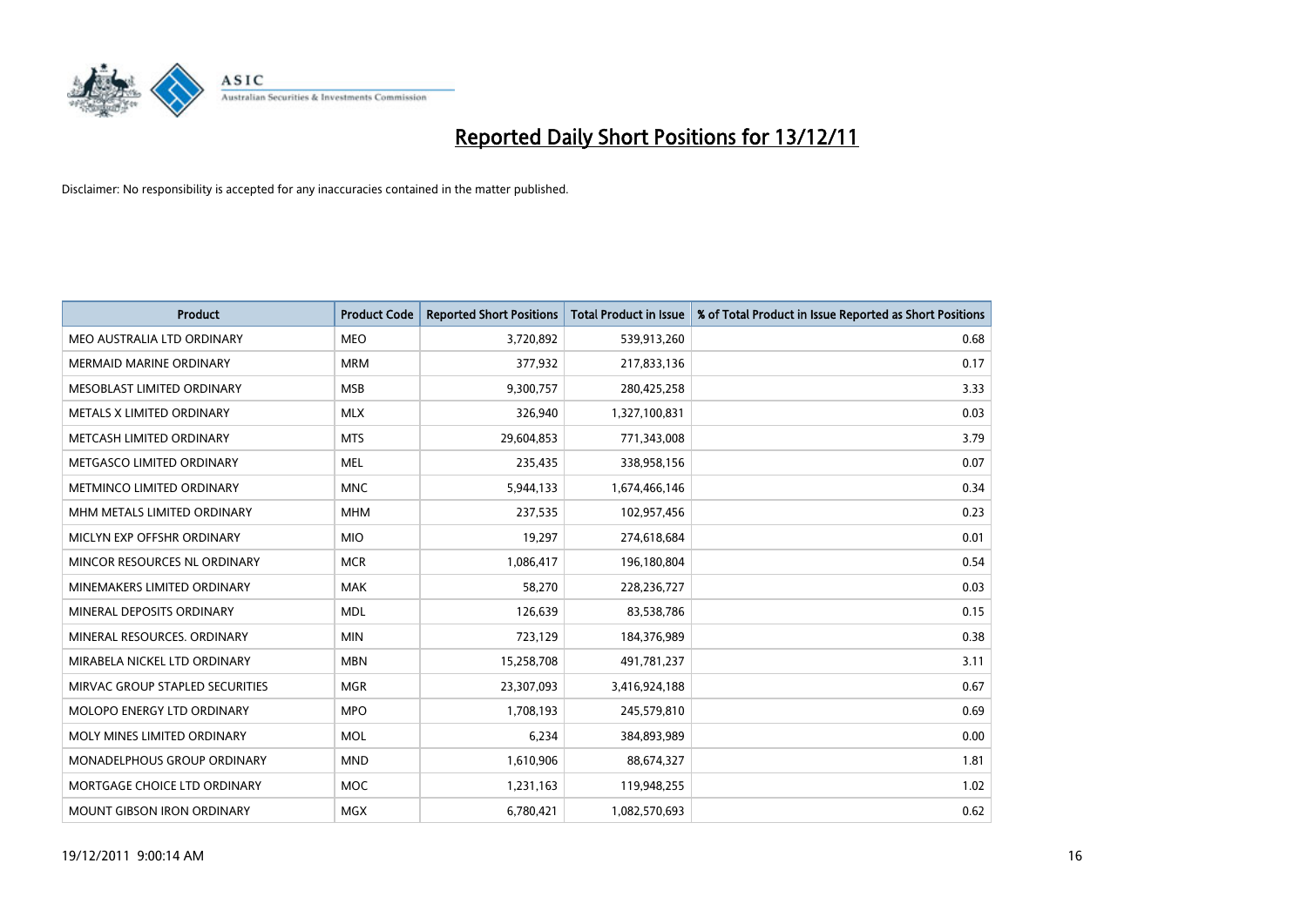# Reported Daily Short Positions for 13/12/11

Disclaimer: No responsibility is accepted for any inaccuracies contained in the matter published.

| Product | Product Code | Reported Short Positions | Total Product in Issue | % of Total Product in Issue Reported as Short Positions |
|---|---|---|---|---|
| MEO AUSTRALIA LTD ORDINARY | MEO | 3,720,892 | 539,913,260 | 0.68 |
| MERMAID MARINE ORDINARY | MRM | 377,932 | 217,833,136 | 0.17 |
| MESOBLAST LIMITED ORDINARY | MSB | 9,300,757 | 280,425,258 | 3.33 |
| METALS X LIMITED ORDINARY | MLX | 326,940 | 1,327,100,831 | 0.03 |
| METCASH LIMITED ORDINARY | MTS | 29,604,853 | 771,343,008 | 3.79 |
| METGASCO LIMITED ORDINARY | MEL | 235,435 | 338,958,156 | 0.07 |
| METMINCO LIMITED ORDINARY | MNC | 5,944,133 | 1,674,466,146 | 0.34 |
| MHM METALS LIMITED ORDINARY | MHM | 237,535 | 102,957,456 | 0.23 |
| MICLYN EXP OFFSHR ORDINARY | MIO | 19,297 | 274,618,684 | 0.01 |
| MINCOR RESOURCES NL ORDINARY | MCR | 1,086,417 | 196,180,804 | 0.54 |
| MINEMAKERS LIMITED ORDINARY | MAK | 58,270 | 228,236,727 | 0.03 |
| MINERAL DEPOSITS ORDINARY | MDL | 126,639 | 83,538,786 | 0.15 |
| MINERAL RESOURCES. ORDINARY | MIN | 723,129 | 184,376,989 | 0.38 |
| MIRABELA NICKEL LTD ORDINARY | MBN | 15,258,708 | 491,781,237 | 3.11 |
| MIRVAC GROUP STAPLED SECURITIES | MGR | 23,307,093 | 3,416,924,188 | 0.67 |
| MOLOPO ENERGY LTD ORDINARY | MPO | 1,708,193 | 245,579,810 | 0.69 |
| MOLY MINES LIMITED ORDINARY | MOL | 6,234 | 384,893,989 | 0.00 |
| MONADELPHOUS GROUP ORDINARY | MND | 1,610,906 | 88,674,327 | 1.81 |
| MORTGAGE CHOICE LTD ORDINARY | MOC | 1,231,163 | 119,948,255 | 1.02 |
| MOUNT GIBSON IRON ORDINARY | MGX | 6,780,421 | 1,082,570,693 | 0.62 |

19/12/2011 9:00:14 AM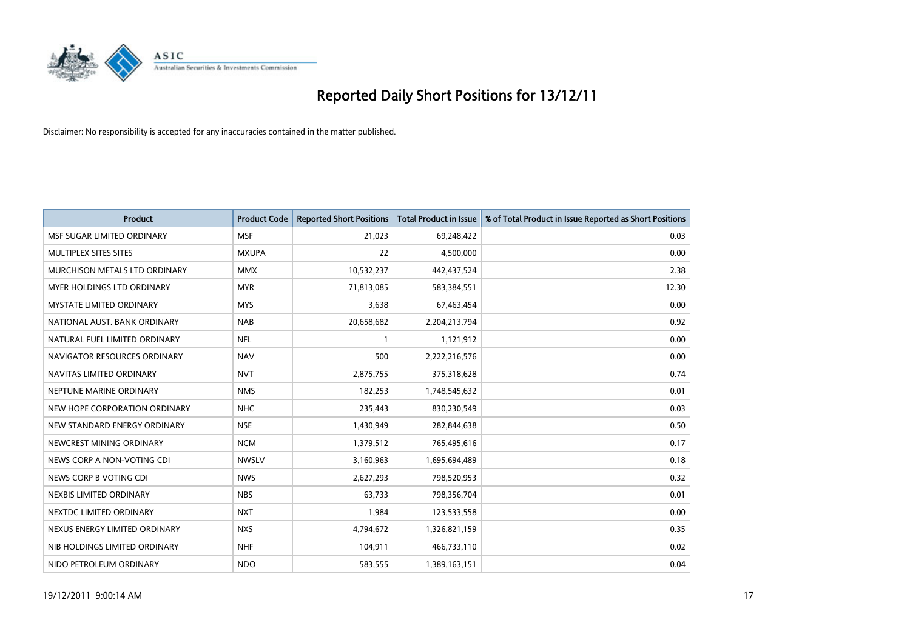# Reported Daily Short Positions for 13/12/11

Disclaimer: No responsibility is accepted for any inaccuracies contained in the matter published.

| Product | Product Code | Reported Short Positions | Total Product in Issue | % of Total Product in Issue Reported as Short Positions |
|---|---|---|---|---|
| MSF SUGAR LIMITED ORDINARY | MSF | 21,023 | 69,248,422 | 0.03 |
| MULTIPLEX SITES SITES | MXUPA | 22 | 4,500,000 | 0.00 |
| MURCHISON METALS LTD ORDINARY | MMX | 10,532,237 | 442,437,524 | 2.38 |
| MYER HOLDINGS LTD ORDINARY | MYR | 71,813,085 | 583,384,551 | 12.30 |
| MYSTATE LIMITED ORDINARY | MYS | 3,638 | 67,463,454 | 0.00 |
| NATIONAL AUST. BANK ORDINARY | NAB | 20,658,682 | 2,204,213,794 | 0.92 |
| NATURAL FUEL LIMITED ORDINARY | NFL | 1 | 1,121,912 | 0.00 |
| NAVIGATOR RESOURCES ORDINARY | NAV | 500 | 2,222,216,576 | 0.00 |
| NAVITAS LIMITED ORDINARY | NVT | 2,875,755 | 375,318,628 | 0.74 |
| NEPTUNE MARINE ORDINARY | NMS | 182,253 | 1,748,545,632 | 0.01 |
| NEW HOPE CORPORATION ORDINARY | NHC | 235,443 | 830,230,549 | 0.03 |
| NEW STANDARD ENERGY ORDINARY | NSE | 1,430,949 | 282,844,638 | 0.50 |
| NEWCREST MINING ORDINARY | NCM | 1,379,512 | 765,495,616 | 0.17 |
| NEWS CORP A NON-VOTING CDI | NWSLV | 3,160,963 | 1,695,694,489 | 0.18 |
| NEWS CORP B VOTING CDI | NWS | 2,627,293 | 798,520,953 | 0.32 |
| NEXBIS LIMITED ORDINARY | NBS | 63,733 | 798,356,704 | 0.01 |
| NEXTDC LIMITED ORDINARY | NXT | 1,984 | 123,533,558 | 0.00 |
| NEXUS ENERGY LIMITED ORDINARY | NXS | 4,794,672 | 1,326,821,159 | 0.35 |
| NIB HOLDINGS LIMITED ORDINARY | NHF | 104,911 | 466,733,110 | 0.02 |
| NIDO PETROLEUM ORDINARY | NDO | 583,555 | 1,389,163,151 | 0.04 |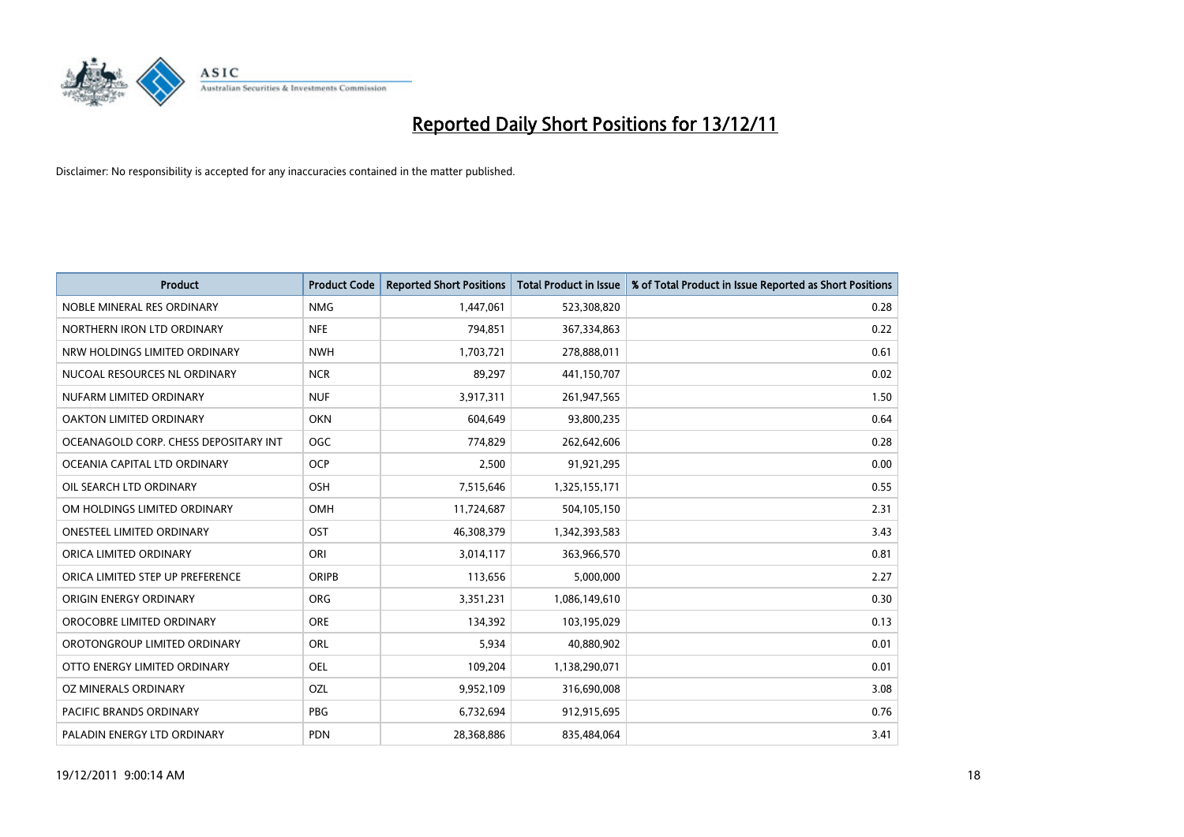# Reported Daily Short Positions for 13/12/11

Disclaimer: No responsibility is accepted for any inaccuracies contained in the matter published.

| Product | Product Code | Reported Short Positions | Total Product in Issue | % of Total Product in Issue Reported as Short Positions |
|---|---|---|---|---|
| NOBLE MINERAL RES ORDINARY | NMG | 1,447,061 | 523,308,820 | 0.28 |
| NORTHERN IRON LTD ORDINARY | NFE | 794,851 | 367,334,863 | 0.22 |
| NRW HOLDINGS LIMITED ORDINARY | NWH | 1,703,721 | 278,888,011 | 0.61 |
| NUCOAL RESOURCES NL ORDINARY | NCR | 89,297 | 441,150,707 | 0.02 |
| NUFARM LIMITED ORDINARY | NUF | 3,917,311 | 261,947,565 | 1.50 |
| OAKTON LIMITED ORDINARY | OKN | 604,649 | 93,800,235 | 0.64 |
| OCEANAGOLD CORP. CHESS DEPOSITARY INT | OGC | 774,829 | 262,642,606 | 0.28 |
| OCEANIA CAPITAL LTD ORDINARY | OCP | 2,500 | 91,921,295 | 0.00 |
| OIL SEARCH LTD ORDINARY | OSH | 7,515,646 | 1,325,155,171 | 0.55 |
| OM HOLDINGS LIMITED ORDINARY | OMH | 11,724,687 | 504,105,150 | 2.31 |
| ONESTEEL LIMITED ORDINARY | OST | 46,308,379 | 1,342,393,583 | 3.43 |
| ORICA LIMITED ORDINARY | ORI | 3,014,117 | 363,966,570 | 0.81 |
| ORICA LIMITED STEP UP PREFERENCE | ORIPB | 113,656 | 5,000,000 | 2.27 |
| ORIGIN ENERGY ORDINARY | ORG | 3,351,231 | 1,086,149,610 | 0.30 |
| OROCOBRE LIMITED ORDINARY | ORE | 134,392 | 103,195,029 | 0.13 |
| OROTONGROUP LIMITED ORDINARY | ORL | 5,934 | 40,880,902 | 0.01 |
| OTTO ENERGY LIMITED ORDINARY | OEL | 109,204 | 1,138,290,071 | 0.01 |
| OZ MINERALS ORDINARY | OZL | 9,952,109 | 316,690,008 | 3.08 |
| PACIFIC BRANDS ORDINARY | PBG | 6,732,694 | 912,915,695 | 0.76 |
| PALADIN ENERGY LTD ORDINARY | PDN | 28,368,886 | 835,484,064 | 3.41 |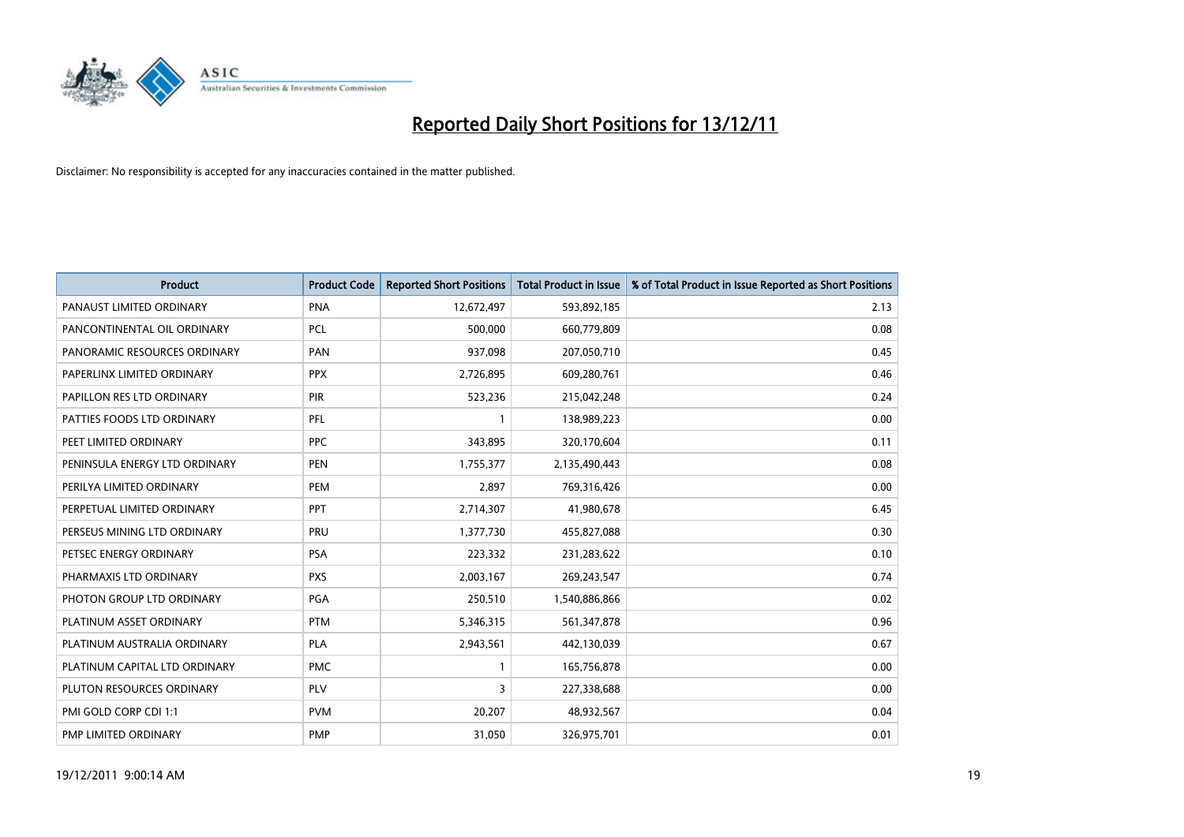# Reported Daily Short Positions for 13/12/11

Disclaimer: No responsibility is accepted for any inaccuracies contained in the matter published.

| Product | Product Code | Reported Short Positions | Total Product in Issue | % of Total Product in Issue Reported as Short Positions |
|---|---|---|---|---|
| PANAUST LIMITED ORDINARY | PNA | 12,672,497 | 593,892,185 | 2.13 |
| PANCONTINENTAL OIL ORDINARY | PCL | 500,000 | 660,779,809 | 0.08 |
| PANORAMIC RESOURCES ORDINARY | PAN | 937,098 | 207,050,710 | 0.45 |
| PAPERLINX LIMITED ORDINARY | PPX | 2,726,895 | 609,280,761 | 0.46 |
| PAPILLON RES LTD ORDINARY | PIR | 523,236 | 215,042,248 | 0.24 |
| PATTIES FOODS LTD ORDINARY | PFL | 1 | 138,989,223 | 0.00 |
| PEET LIMITED ORDINARY | PPC | 343,895 | 320,170,604 | 0.11 |
| PENINSULA ENERGY LTD ORDINARY | PEN | 1,755,377 | 2,135,490,443 | 0.08 |
| PERILYA LIMITED ORDINARY | PEM | 2,897 | 769,316,426 | 0.00 |
| PERPETUAL LIMITED ORDINARY | PPT | 2,714,307 | 41,980,678 | 6.45 |
| PERSEUS MINING LTD ORDINARY | PRU | 1,377,730 | 455,827,088 | 0.30 |
| PETSEC ENERGY ORDINARY | PSA | 223,332 | 231,283,622 | 0.10 |
| PHARMAXIS LTD ORDINARY | PXS | 2,003,167 | 269,243,547 | 0.74 |
| PHOTON GROUP LTD ORDINARY | PGA | 250,510 | 1,540,886,866 | 0.02 |
| PLATINUM ASSET ORDINARY | PTM | 5,346,315 | 561,347,878 | 0.96 |
| PLATINUM AUSTRALIA ORDINARY | PLA | 2,943,561 | 442,130,039 | 0.67 |
| PLATINUM CAPITAL LTD ORDINARY | PMC | 1 | 165,756,878 | 0.00 |
| PLUTON RESOURCES ORDINARY | PLV | 3 | 227,338,688 | 0.00 |
| PMI GOLD CORP CDI 1:1 | PVM | 20,207 | 48,932,567 | 0.04 |
| PMP LIMITED ORDINARY | PMP | 31,050 | 326,975,701 | 0.01 |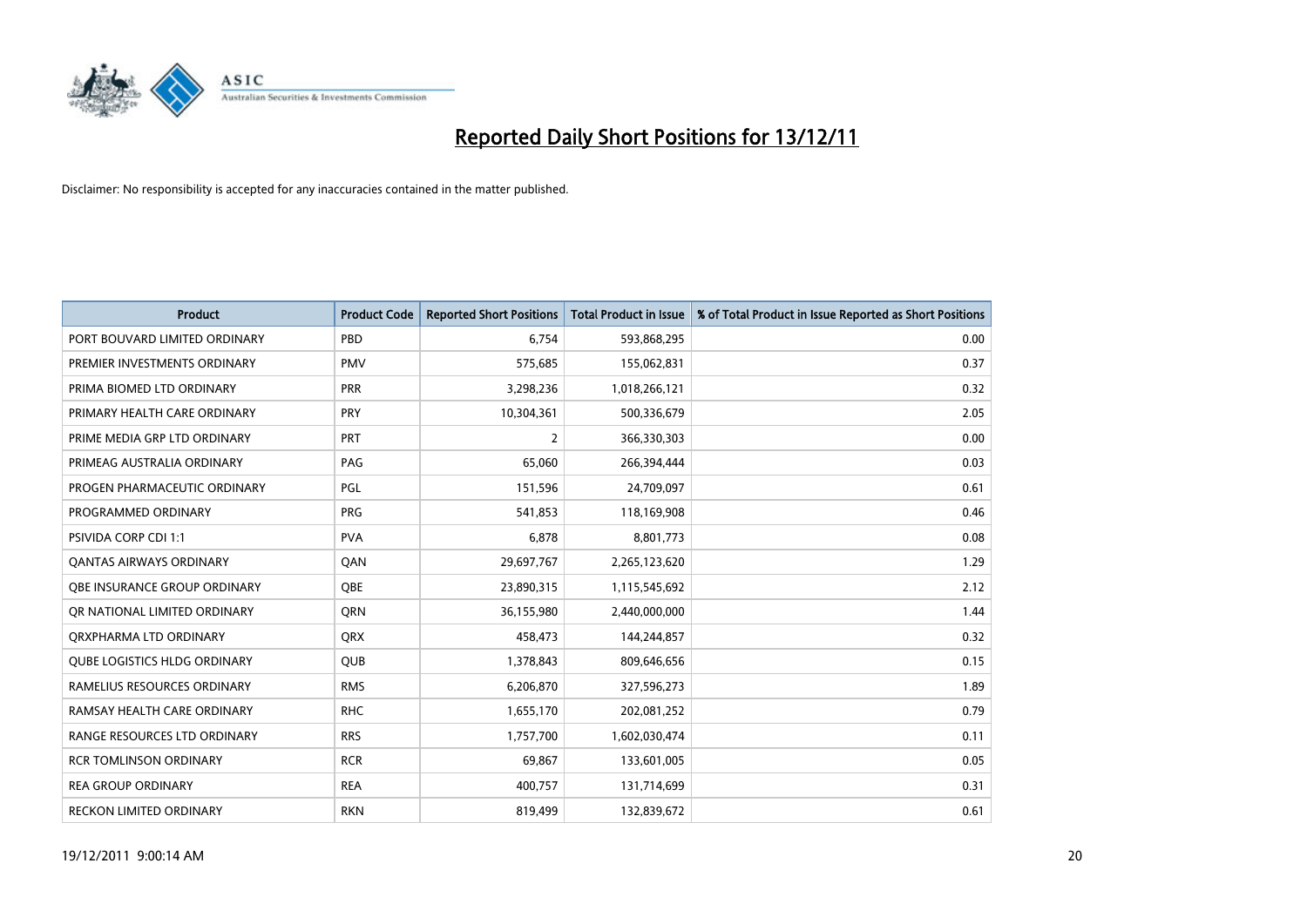# Reported Daily Short Positions for 13/12/11

Disclaimer: No responsibility is accepted for any inaccuracies contained in the matter published.

| Product | Product Code | Reported Short Positions | Total Product in Issue | % of Total Product in Issue Reported as Short Positions |
|---|---|---|---|---|
| PORT BOUVARD LIMITED ORDINARY | PBD | 6,754 | 593,868,295 | 0.00 |
| PREMIER INVESTMENTS ORDINARY | PMV | 575,685 | 155,062,831 | 0.37 |
| PRIMA BIOMED LTD ORDINARY | PRR | 3,298,236 | 1,018,266,121 | 0.32 |
| PRIMARY HEALTH CARE ORDINARY | PRY | 10,304,361 | 500,336,679 | 2.05 |
| PRIME MEDIA GRP LTD ORDINARY | PRT | 2 | 366,330,303 | 0.00 |
| PRIMEAG AUSTRALIA ORDINARY | PAG | 65,060 | 266,394,444 | 0.03 |
| PROGEN PHARMACEUTIC ORDINARY | PGL | 151,596 | 24,709,097 | 0.61 |
| PROGRAMMED ORDINARY | PRG | 541,853 | 118,169,908 | 0.46 |
| PSIVIDA CORP CDI 1:1 | PVA | 6,878 | 8,801,773 | 0.08 |
| QANTAS AIRWAYS ORDINARY | QAN | 29,697,767 | 2,265,123,620 | 1.29 |
| QBE INSURANCE GROUP ORDINARY | QBE | 23,890,315 | 1,115,545,692 | 2.12 |
| QR NATIONAL LIMITED ORDINARY | QRN | 36,155,980 | 2,440,000,000 | 1.44 |
| QRXPHARMA LTD ORDINARY | QRX | 458,473 | 144,244,857 | 0.32 |
| QUBE LOGISTICS HLDG ORDINARY | QUB | 1,378,843 | 809,646,656 | 0.15 |
| RAMELIUS RESOURCES ORDINARY | RMS | 6,206,870 | 327,596,273 | 1.89 |
| RAMSAY HEALTH CARE ORDINARY | RHC | 1,655,170 | 202,081,252 | 0.79 |
| RANGE RESOURCES LTD ORDINARY | RRS | 1,757,700 | 1,602,030,474 | 0.11 |
| RCR TOMLINSON ORDINARY | RCR | 69,867 | 133,601,005 | 0.05 |
| REA GROUP ORDINARY | REA | 400,757 | 131,714,699 | 0.31 |
| RECKON LIMITED ORDINARY | RKN | 819,499 | 132,839,672 | 0.61 |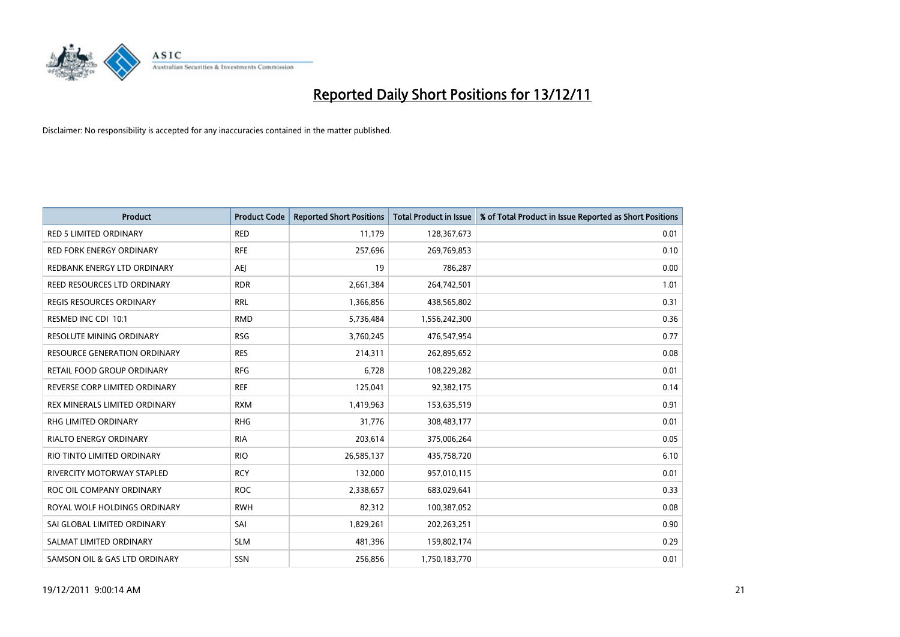# Reported Daily Short Positions for 13/12/11

Disclaimer: No responsibility is accepted for any inaccuracies contained in the matter published.

| Product | Product Code | Reported Short Positions | Total Product in Issue | % of Total Product in Issue Reported as Short Positions |
|---|---|---|---|---|
| RED 5 LIMITED ORDINARY | RED | 11,179 | 128,367,673 | 0.01 |
| RED FORK ENERGY ORDINARY | RFE | 257,696 | 269,769,853 | 0.10 |
| REDBANK ENERGY LTD ORDINARY | AEJ | 19 | 786,287 | 0.00 |
| REED RESOURCES LTD ORDINARY | RDR | 2,661,384 | 264,742,501 | 1.01 |
| REGIS RESOURCES ORDINARY | RRL | 1,366,856 | 438,565,802 | 0.31 |
| RESMED INC CDI 10:1 | RMD | 5,736,484 | 1,556,242,300 | 0.36 |
| RESOLUTE MINING ORDINARY | RSG | 3,760,245 | 476,547,954 | 0.77 |
| RESOURCE GENERATION ORDINARY | RES | 214,311 | 262,895,652 | 0.08 |
| RETAIL FOOD GROUP ORDINARY | RFG | 6,728 | 108,229,282 | 0.01 |
| REVERSE CORP LIMITED ORDINARY | REF | 125,041 | 92,382,175 | 0.14 |
| REX MINERALS LIMITED ORDINARY | RXM | 1,419,963 | 153,635,519 | 0.91 |
| RHG LIMITED ORDINARY | RHG | 31,776 | 308,483,177 | 0.01 |
| RIALTO ENERGY ORDINARY | RIA | 203,614 | 375,006,264 | 0.05 |
| RIO TINTO LIMITED ORDINARY | RIO | 26,585,137 | 435,758,720 | 6.10 |
| RIVERCITY MOTORWAY STAPLED | RCY | 132,000 | 957,010,115 | 0.01 |
| ROC OIL COMPANY ORDINARY | ROC | 2,338,657 | 683,029,641 | 0.33 |
| ROYAL WOLF HOLDINGS ORDINARY | RWH | 82,312 | 100,387,052 | 0.08 |
| SAI GLOBAL LIMITED ORDINARY | SAI | 1,829,261 | 202,263,251 | 0.90 |
| SALMAT LIMITED ORDINARY | SLM | 481,396 | 159,802,174 | 0.29 |
| SAMSON OIL & GAS LTD ORDINARY | SSN | 256,856 | 1,750,183,770 | 0.01 |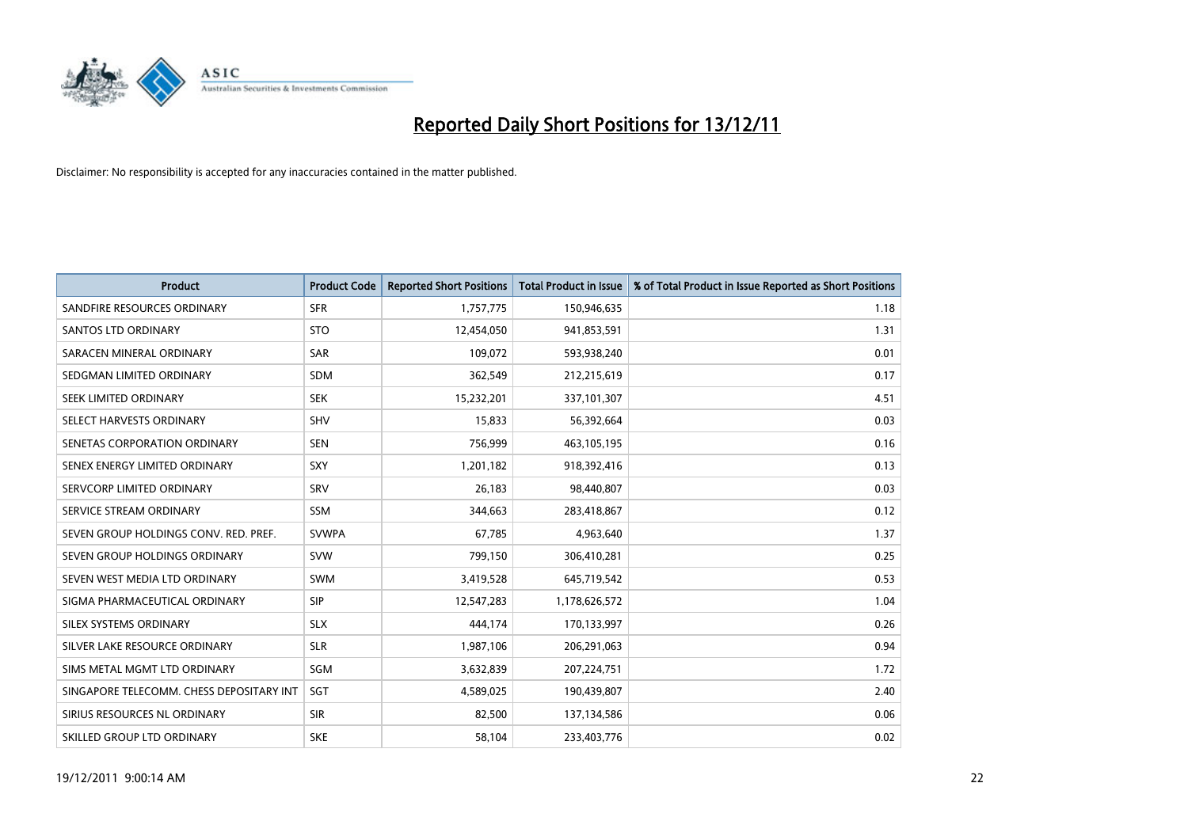# Reported Daily Short Positions for 13/12/11

Disclaimer: No responsibility is accepted for any inaccuracies contained in the matter published.

| Product | Product Code | Reported Short Positions | Total Product in Issue | % of Total Product in Issue Reported as Short Positions |
|---|---|---|---|---|
| SANDFIRE RESOURCES ORDINARY | SFR | 1,757,775 | 150,946,635 | 1.18 |
| SANTOS LTD ORDINARY | STO | 12,454,050 | 941,853,591 | 1.31 |
| SARACEN MINERAL ORDINARY | SAR | 109,072 | 593,938,240 | 0.01 |
| SEDGMAN LIMITED ORDINARY | SDM | 362,549 | 212,215,619 | 0.17 |
| SEEK LIMITED ORDINARY | SEK | 15,232,201 | 337,101,307 | 4.51 |
| SELECT HARVESTS ORDINARY | SHV | 15,833 | 56,392,664 | 0.03 |
| SENETAS CORPORATION ORDINARY | SEN | 756,999 | 463,105,195 | 0.16 |
| SENEX ENERGY LIMITED ORDINARY | SXY | 1,201,182 | 918,392,416 | 0.13 |
| SERVCORP LIMITED ORDINARY | SRV | 26,183 | 98,440,807 | 0.03 |
| SERVICE STREAM ORDINARY | SSM | 344,663 | 283,418,867 | 0.12 |
| SEVEN GROUP HOLDINGS CONV. RED. PREF. | SVWPA | 67,785 | 4,963,640 | 1.37 |
| SEVEN GROUP HOLDINGS ORDINARY | SVW | 799,150 | 306,410,281 | 0.25 |
| SEVEN WEST MEDIA LTD ORDINARY | SWM | 3,419,528 | 645,719,542 | 0.53 |
| SIGMA PHARMACEUTICAL ORDINARY | SIP | 12,547,283 | 1,178,626,572 | 1.04 |
| SILEX SYSTEMS ORDINARY | SLX | 444,174 | 170,133,997 | 0.26 |
| SILVER LAKE RESOURCE ORDINARY | SLR | 1,987,106 | 206,291,063 | 0.94 |
| SIMS METAL MGMT LTD ORDINARY | SGM | 3,632,839 | 207,224,751 | 1.72 |
| SINGAPORE TELECOMM. CHESS DEPOSITARY INT | SGT | 4,589,025 | 190,439,807 | 2.40 |
| SIRIUS RESOURCES NL ORDINARY | SIR | 82,500 | 137,134,586 | 0.06 |
| SKILLED GROUP LTD ORDINARY | SKE | 58,104 | 233,403,776 | 0.02 |

19/12/2011 9:00:14 AM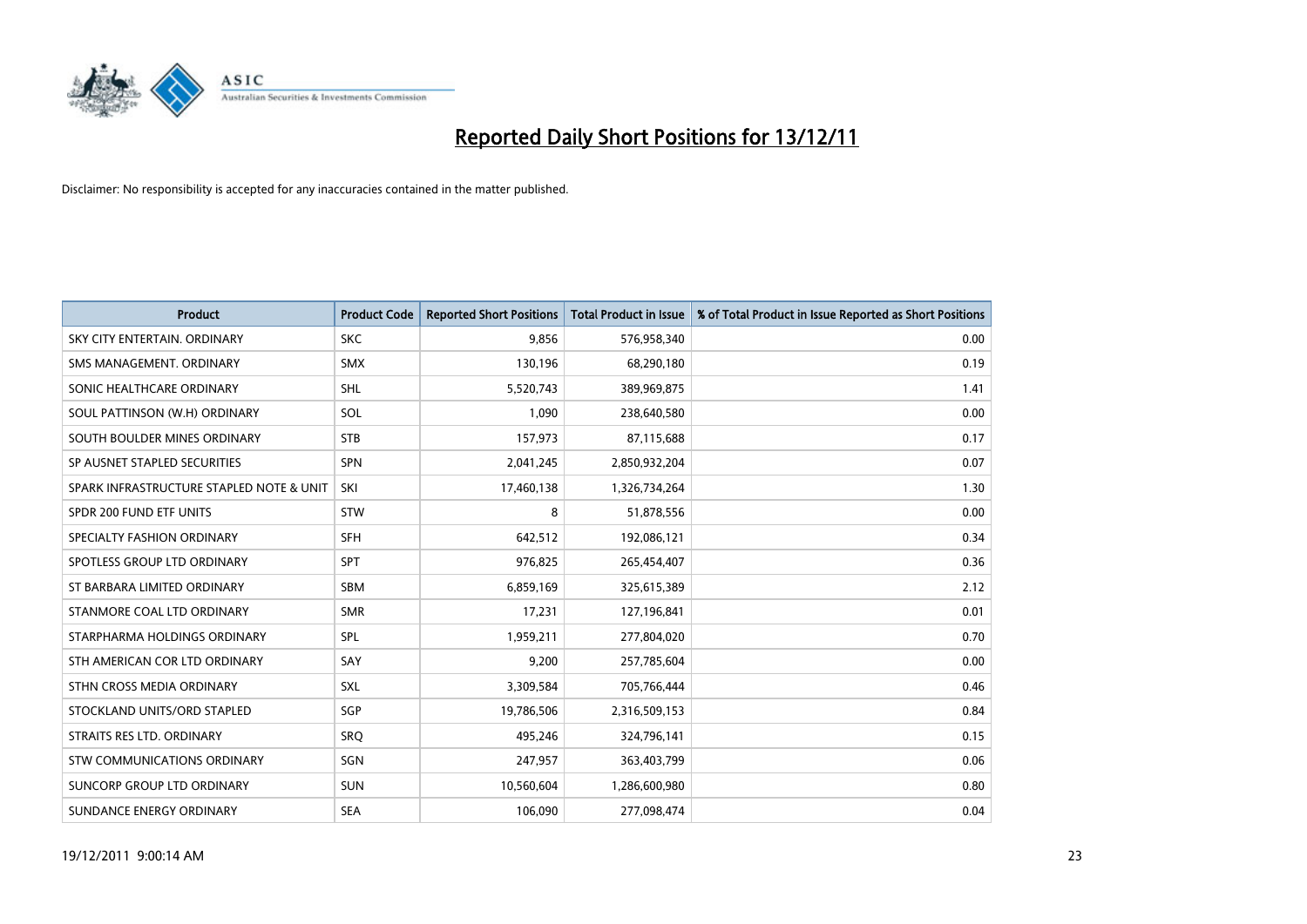# Reported Daily Short Positions for 13/12/11

Disclaimer: No responsibility is accepted for any inaccuracies contained in the matter published.

| Product | Product Code | Reported Short Positions | Total Product in Issue | % of Total Product in Issue Reported as Short Positions |
|---|---|---|---|---|
| SKY CITY ENTERTAIN. ORDINARY | SKC | 9,856 | 576,958,340 | 0.00 |
| SMS MANAGEMENT. ORDINARY | SMX | 130,196 | 68,290,180 | 0.19 |
| SONIC HEALTHCARE ORDINARY | SHL | 5,520,743 | 389,969,875 | 1.41 |
| SOUL PATTINSON (W.H) ORDINARY | SOL | 1,090 | 238,640,580 | 0.00 |
| SOUTH BOULDER MINES ORDINARY | STB | 157,973 | 87,115,688 | 0.17 |
| SP AUSNET STAPLED SECURITIES | SPN | 2,041,245 | 2,850,932,204 | 0.07 |
| SPARK INFRASTRUCTURE STAPLED NOTE & UNIT | SKI | 17,460,138 | 1,326,734,264 | 1.30 |
| SPDR 200 FUND ETF UNITS | STW | 8 | 51,878,556 | 0.00 |
| SPECIALTY FASHION ORDINARY | SFH | 642,512 | 192,086,121 | 0.34 |
| SPOTLESS GROUP LTD ORDINARY | SPT | 976,825 | 265,454,407 | 0.36 |
| ST BARBARA LIMITED ORDINARY | SBM | 6,859,169 | 325,615,389 | 2.12 |
| STANMORE COAL LTD ORDINARY | SMR | 17,231 | 127,196,841 | 0.01 |
| STARPHARMA HOLDINGS ORDINARY | SPL | 1,959,211 | 277,804,020 | 0.70 |
| STH AMERICAN COR LTD ORDINARY | SAY | 9,200 | 257,785,604 | 0.00 |
| STHN CROSS MEDIA ORDINARY | SXL | 3,309,584 | 705,766,444 | 0.46 |
| STOCKLAND UNITS/ORD STAPLED | SGP | 19,786,506 | 2,316,509,153 | 0.84 |
| STRAITS RES LTD. ORDINARY | SRQ | 495,246 | 324,796,141 | 0.15 |
| STW COMMUNICATIONS ORDINARY | SGN | 247,957 | 363,403,799 | 0.06 |
| SUNCORP GROUP LTD ORDINARY | SUN | 10,560,604 | 1,286,600,980 | 0.80 |
| SUNDANCE ENERGY ORDINARY | SEA | 106,090 | 277,098,474 | 0.04 |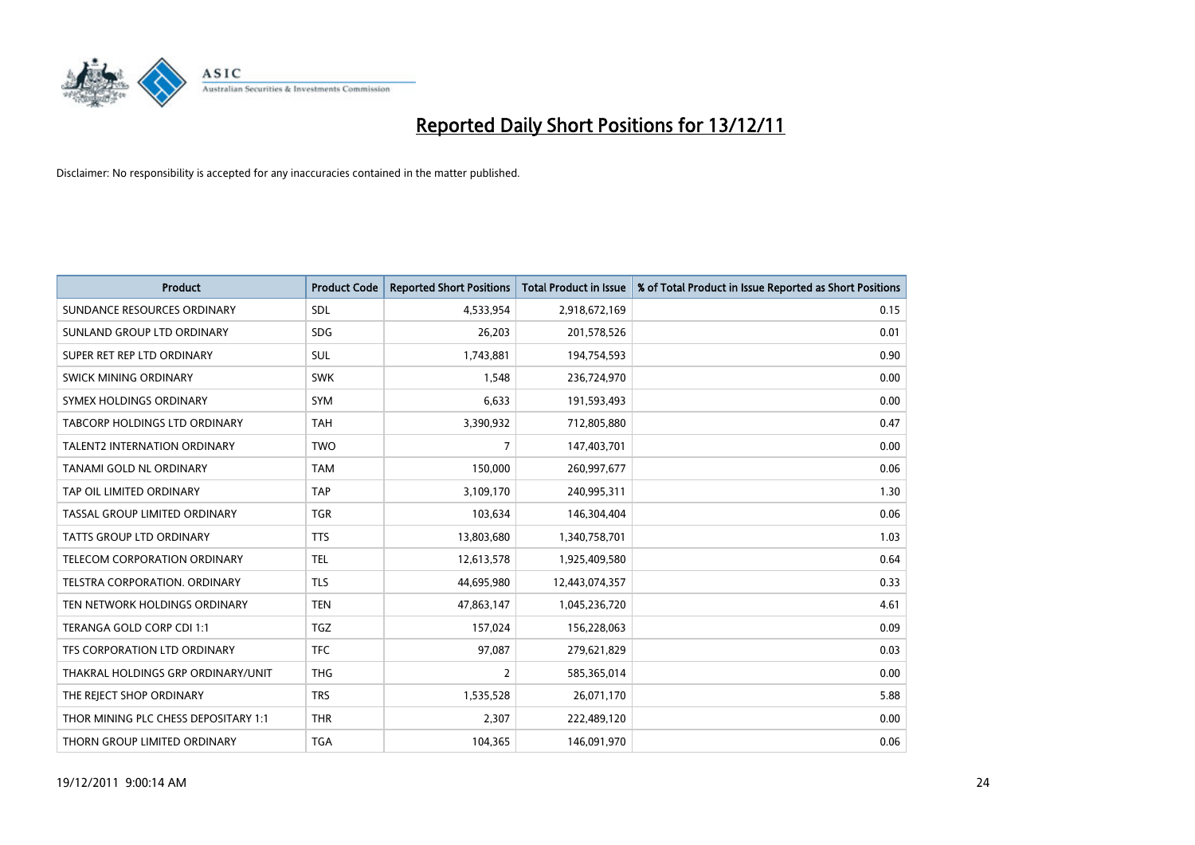# Reported Daily Short Positions for 13/12/11

Disclaimer: No responsibility is accepted for any inaccuracies contained in the matter published.

| Product | Product Code | Reported Short Positions | Total Product in Issue | % of Total Product in Issue Reported as Short Positions |
|---|---|---|---|---|
| SUNDANCE RESOURCES ORDINARY | SDL | 4,533,954 | 2,918,672,169 | 0.15 |
| SUNLAND GROUP LTD ORDINARY | SDG | 26,203 | 201,578,526 | 0.01 |
| SUPER RET REP LTD ORDINARY | SUL | 1,743,881 | 194,754,593 | 0.90 |
| SWICK MINING ORDINARY | SWK | 1,548 | 236,724,970 | 0.00 |
| SYMEX HOLDINGS ORDINARY | SYM | 6,633 | 191,593,493 | 0.00 |
| TABCORP HOLDINGS LTD ORDINARY | TAH | 3,390,932 | 712,805,880 | 0.47 |
| TALENT2 INTERNATION ORDINARY | TWO | 7 | 147,403,701 | 0.00 |
| TANAMI GOLD NL ORDINARY | TAM | 150,000 | 260,997,677 | 0.06 |
| TAP OIL LIMITED ORDINARY | TAP | 3,109,170 | 240,995,311 | 1.30 |
| TASSAL GROUP LIMITED ORDINARY | TGR | 103,634 | 146,304,404 | 0.06 |
| TATTS GROUP LTD ORDINARY | TTS | 13,803,680 | 1,340,758,701 | 1.03 |
| TELECOM CORPORATION ORDINARY | TEL | 12,613,578 | 1,925,409,580 | 0.64 |
| TELSTRA CORPORATION. ORDINARY | TLS | 44,695,980 | 12,443,074,357 | 0.33 |
| TEN NETWORK HOLDINGS ORDINARY | TEN | 47,863,147 | 1,045,236,720 | 4.61 |
| TERANGA GOLD CORP CDI 1:1 | TGZ | 157,024 | 156,228,063 | 0.09 |
| TFS CORPORATION LTD ORDINARY | TFC | 97,087 | 279,621,829 | 0.03 |
| THAKRAL HOLDINGS GRP ORDINARY/UNIT | THG | 2 | 585,365,014 | 0.00 |
| THE REJECT SHOP ORDINARY | TRS | 1,535,528 | 26,071,170 | 5.88 |
| THOR MINING PLC CHESS DEPOSITARY 1:1 | THR | 2,307 | 222,489,120 | 0.00 |
| THORN GROUP LIMITED ORDINARY | TGA | 104,365 | 146,091,970 | 0.06 |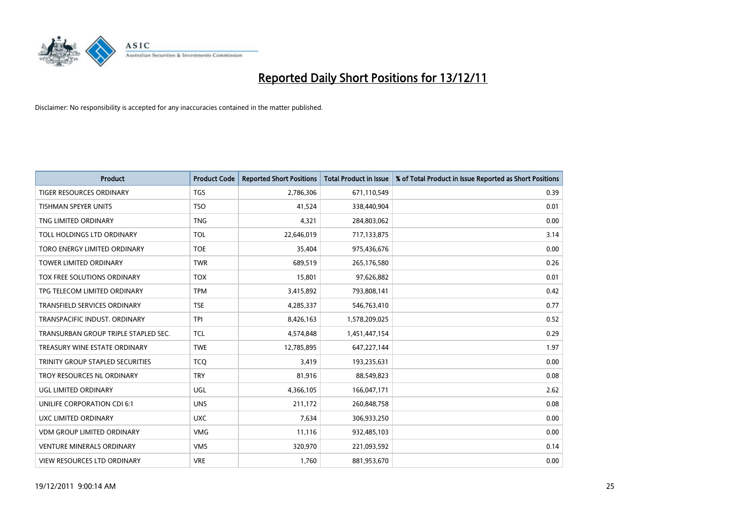# Reported Daily Short Positions for 13/12/11

Disclaimer: No responsibility is accepted for any inaccuracies contained in the matter published.

| Product | Product Code | Reported Short Positions | Total Product in Issue | % of Total Product in Issue Reported as Short Positions |
|---|---|---|---|---|
| TIGER RESOURCES ORDINARY | TGS | 2,786,306 | 671,110,549 | 0.39 |
| TISHMAN SPEYER UNITS | TSO | 41,524 | 338,440,904 | 0.01 |
| TNG LIMITED ORDINARY | TNG | 4,321 | 284,803,062 | 0.00 |
| TOLL HOLDINGS LTD ORDINARY | TOL | 22,646,019 | 717,133,875 | 3.14 |
| TORO ENERGY LIMITED ORDINARY | TOE | 35,404 | 975,436,676 | 0.00 |
| TOWER LIMITED ORDINARY | TWR | 689,519 | 265,176,580 | 0.26 |
| TOX FREE SOLUTIONS ORDINARY | TOX | 15,801 | 97,626,882 | 0.01 |
| TPG TELECOM LIMITED ORDINARY | TPM | 3,415,892 | 793,808,141 | 0.42 |
| TRANSFIELD SERVICES ORDINARY | TSE | 4,285,337 | 546,763,410 | 0.77 |
| TRANSPACIFIC INDUST. ORDINARY | TPI | 8,426,163 | 1,578,209,025 | 0.52 |
| TRANSURBAN GROUP TRIPLE STAPLED SEC. | TCL | 4,574,848 | 1,451,447,154 | 0.29 |
| TREASURY WINE ESTATE ORDINARY | TWE | 12,785,895 | 647,227,144 | 1.97 |
| TRINITY GROUP STAPLED SECURITIES | TCQ | 3,419 | 193,235,631 | 0.00 |
| TROY RESOURCES NL ORDINARY | TRY | 81,916 | 88,549,823 | 0.08 |
| UGL LIMITED ORDINARY | UGL | 4,366,105 | 166,047,171 | 2.62 |
| UNILIFE CORPORATION CDI 6:1 | UNS | 211,172 | 260,848,758 | 0.08 |
| UXC LIMITED ORDINARY | UXC | 7,634 | 306,933,250 | 0.00 |
| VDM GROUP LIMITED ORDINARY | VMG | 11,116 | 932,485,103 | 0.00 |
| VENTURE MINERALS ORDINARY | VMS | 320,970 | 221,093,592 | 0.14 |
| VIEW RESOURCES LTD ORDINARY | VRE | 1,760 | 881,953,670 | 0.00 |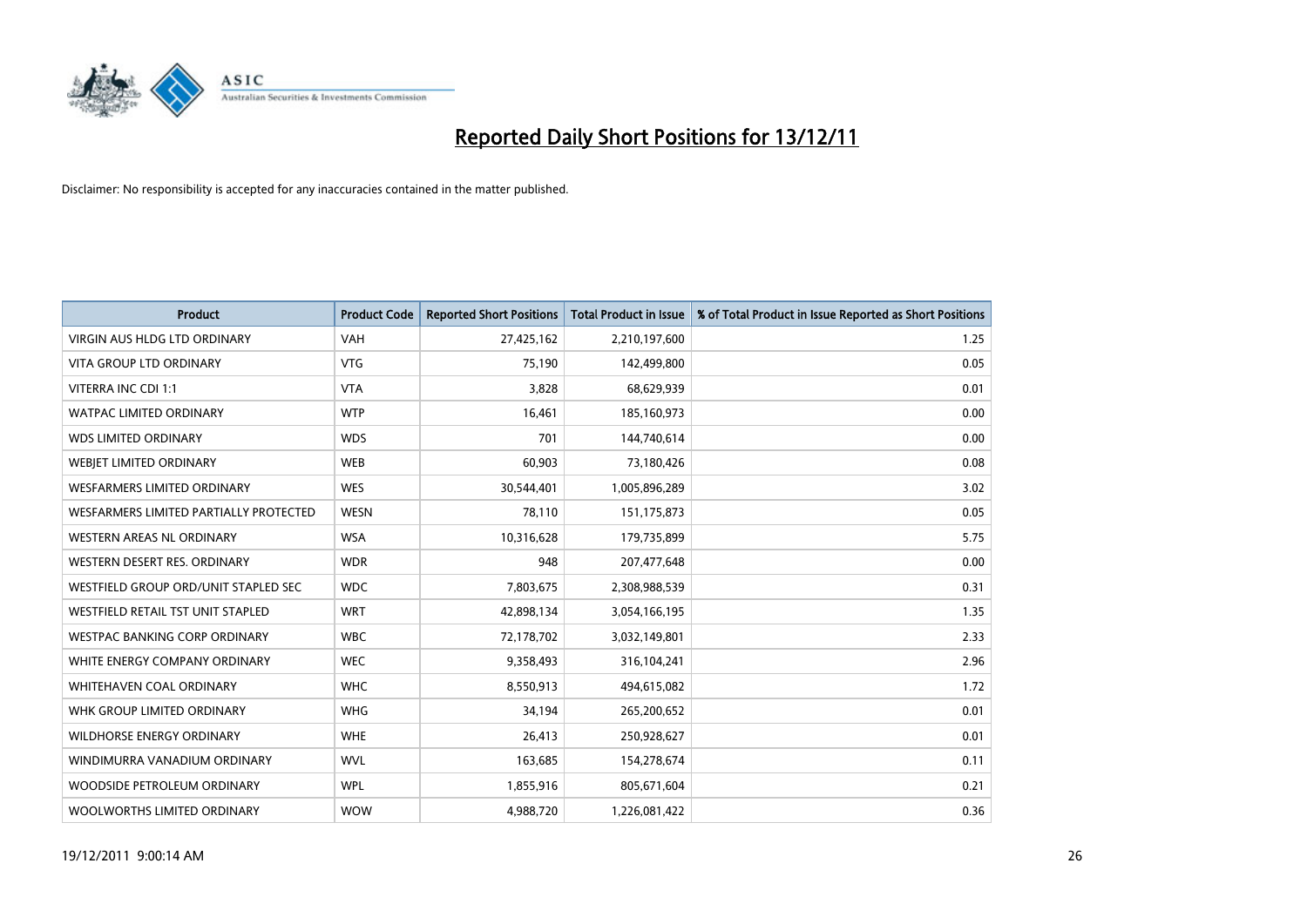# Reported Daily Short Positions for 13/12/11

Disclaimer: No responsibility is accepted for any inaccuracies contained in the matter published.

| Product | Product Code | Reported Short Positions | Total Product in Issue | % of Total Product in Issue Reported as Short Positions |
|---|---|---|---|---|
| VIRGIN AUS HLDG LTD ORDINARY | VAH | 27,425,162 | 2,210,197,600 | 1.25 |
| VITA GROUP LTD ORDINARY | VTG | 75,190 | 142,499,800 | 0.05 |
| VITERRA INC CDI 1:1 | VTA | 3,828 | 68,629,939 | 0.01 |
| WATPAC LIMITED ORDINARY | WTP | 16,461 | 185,160,973 | 0.00 |
| WDS LIMITED ORDINARY | WDS | 701 | 144,740,614 | 0.00 |
| WEBJET LIMITED ORDINARY | WEB | 60,903 | 73,180,426 | 0.08 |
| WESFARMERS LIMITED ORDINARY | WES | 30,544,401 | 1,005,896,289 | 3.02 |
| WESFARMERS LIMITED PARTIALLY PROTECTED | WESN | 78,110 | 151,175,873 | 0.05 |
| WESTERN AREAS NL ORDINARY | WSA | 10,316,628 | 179,735,899 | 5.75 |
| WESTERN DESERT RES. ORDINARY | WDR | 948 | 207,477,648 | 0.00 |
| WESTFIELD GROUP ORD/UNIT STAPLED SEC | WDC | 7,803,675 | 2,308,988,539 | 0.31 |
| WESTFIELD RETAIL TST UNIT STAPLED | WRT | 42,898,134 | 3,054,166,195 | 1.35 |
| WESTPAC BANKING CORP ORDINARY | WBC | 72,178,702 | 3,032,149,801 | 2.33 |
| WHITE ENERGY COMPANY ORDINARY | WEC | 9,358,493 | 316,104,241 | 2.96 |
| WHITEHAVEN COAL ORDINARY | WHC | 8,550,913 | 494,615,082 | 1.72 |
| WHK GROUP LIMITED ORDINARY | WHG | 34,194 | 265,200,652 | 0.01 |
| WILDHORSE ENERGY ORDINARY | WHE | 26,413 | 250,928,627 | 0.01 |
| WINDIMURRA VANADIUM ORDINARY | WVL | 163,685 | 154,278,674 | 0.11 |
| WOODSIDE PETROLEUM ORDINARY | WPL | 1,855,916 | 805,671,604 | 0.21 |
| WOOLWORTHS LIMITED ORDINARY | WOW | 4,988,720 | 1,226,081,422 | 0.36 |

19/12/2011 9:00:14 AM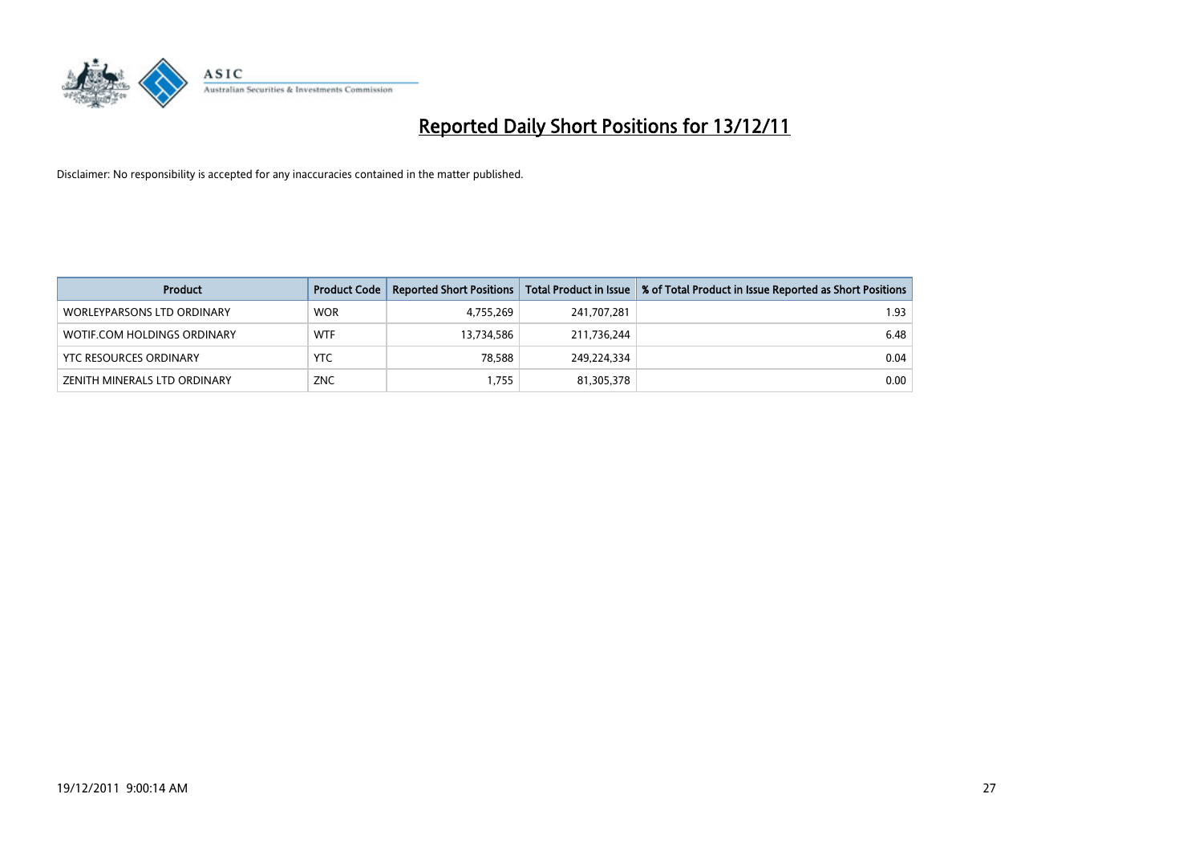# Reported Daily Short Positions for 13/12/11

Disclaimer: No responsibility is accepted for any inaccuracies contained in the matter published.

| Product | Product Code | Reported Short Positions | Total Product in Issue | % of Total Product in Issue Reported as Short Positions |
|---|---|---|---|---|
| WORLEYPARSONS LTD ORDINARY | WOR | 4,755,269 | 241,707,281 | 1.93 |
| WOTIF.COM HOLDINGS ORDINARY | WTF | 13,734,586 | 211,736,244 | 6.48 |
| YTC RESOURCES ORDINARY | YTC | 78,588 | 249,224,334 | 0.04 |
| ZENITH MINERALS LTD ORDINARY | ZNC | 1,755 | 81,305,378 | 0.00 |

19/12/2011 9:00:14 AM